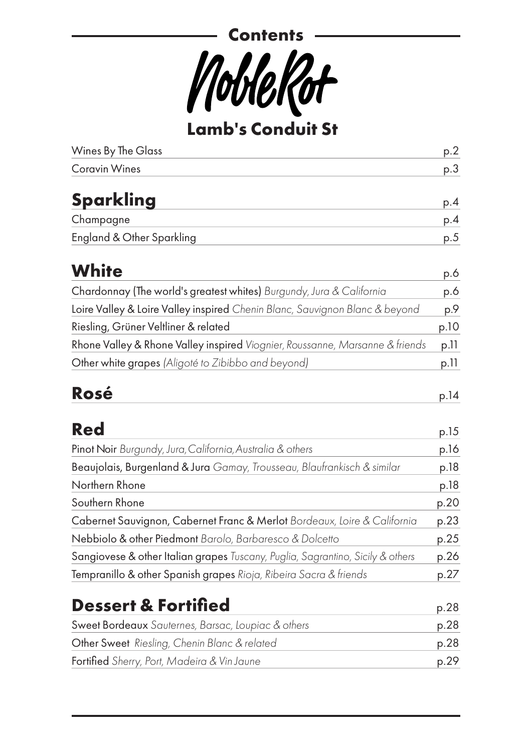## Contents

# Noble Rot

### Lamb's Conduit St

| | |
|---|---|
| Wines By The Glass | p.2 |
| Coravin Wines | p.3 |

## Sparkling — p.4

| | |
|---|---|
| Champagne | p.4 |
| England & Other Sparkling | p.5 |

## White — p.6

| | |
|---|---|
| Chardonnay (The world's greatest whites) *Burgundy, Jura & California* | p.6 |
| Loire Valley & Loire Valley inspired *Chenin Blanc, Sauvignon Blanc & beyond* | p.9 |
| Riesling, Grüner Veltliner & related | p.10 |
| Rhone Valley & Rhone Valley inspired *Viognier, Roussanne, Marsanne & friends* | p.11 |
| Other white grapes *(Aligoté to Zibibbo and beyond)* | p.11 |

## Rosé — p.14

## Red — p.15

| | |
|---|---|
| Pinot Noir *Burgundy, Jura, California, Australia & others* | p.16 |
| Beaujolais, Burgenland & Jura *Gamay, Trousseau, Blaufrankisch & similar* | p.18 |
| Northern Rhone | p.18 |
| Southern Rhone | p.20 |
| Cabernet Sauvignon, Cabernet Franc & Merlot *Bordeaux, Loire & California* | p.23 |
| Nebbiolo & other Piedmont *Barolo, Barbaresco & Dolcetto* | p.25 |
| Sangiovese & other Italian grapes *Tuscany, Puglia, Sagrantino, Sicily & others* | p.26 |
| Tempranillo & other Spanish grapes *Rioja, Ribeira Sacra & friends* | p.27 |

## Dessert & Fortified — p.28

| | |
|---|---|
| Sweet Bordeaux *Sauternes, Barsac, Loupiac & others* | p.28 |
| Other Sweet *Riesling, Chenin Blanc & related* | p.28 |
| Fortified *Sherry, Port, Madeira & Vin Jaune* | p.29 |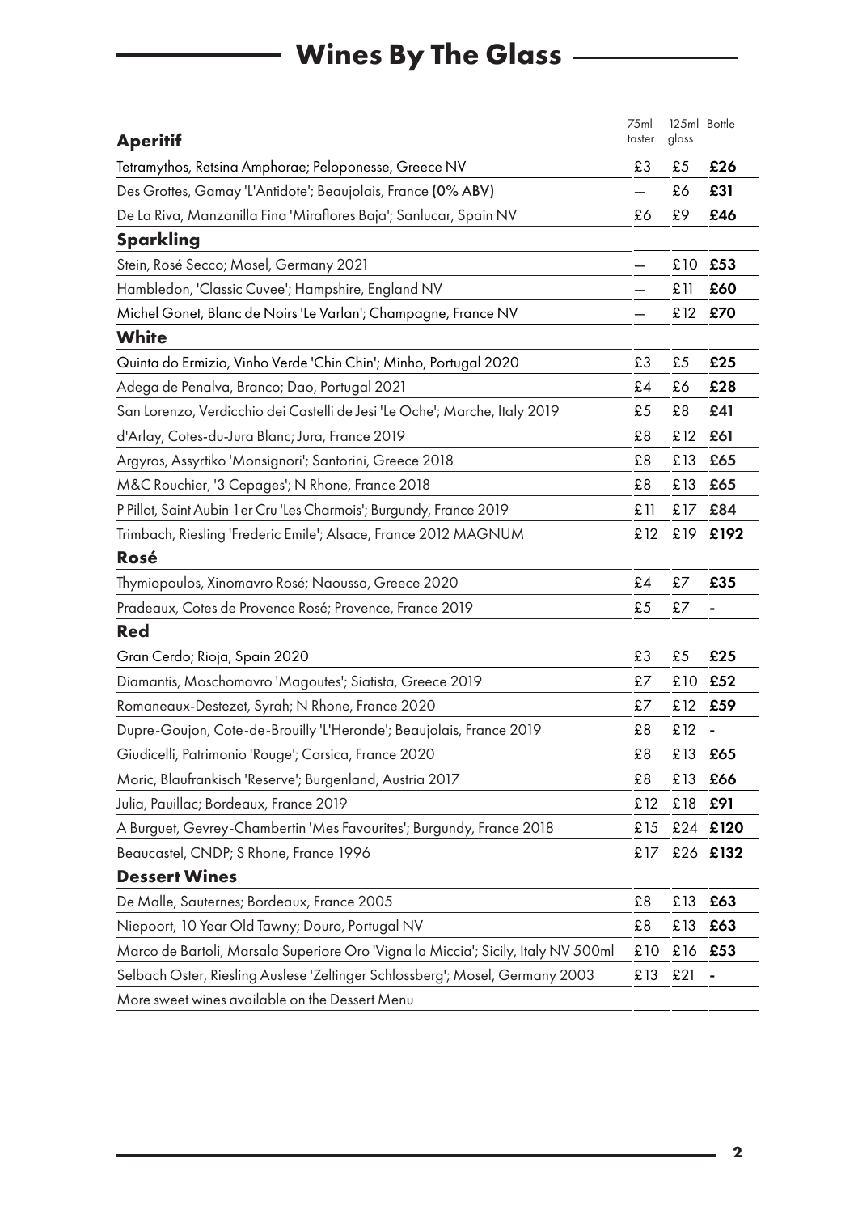# Wines By The Glass

| Aperitif | 75ml taster | 125ml glass | Bottle |
|---|---|---|---|
| Tetramythos, Retsina Amphorae; Peloponesse, Greece NV | £3 | £5 | **£26** |
| Des Grottes, Gamay 'L'Antidote'; Beaujolais, France **(0% ABV)** | — | £6 | **£31** |
| De La Riva, Manzanilla Fina 'Miraflores Baja'; Sanlucar, Spain NV | £6 | £9 | **£46** |
| **Sparkling** | | | |
| Stein, Rosé Secco; Mosel, Germany 2021 | — | £10 | **£53** |
| Hambledon, 'Classic Cuvee'; Hampshire, England NV | — | £11 | **£60** |
| Michel Gonet, Blanc de Noirs 'Le Varlan'; Champagne, France NV | — | £12 | **£70** |
| **White** | | | |
| Quinta do Ermizio, Vinho Verde 'Chin Chin'; Minho, Portugal 2020 | £3 | £5 | **£25** |
| Adega de Penalva, Branco; Dao, Portugal 2021 | £4 | £6 | **£28** |
| San Lorenzo, Verdicchio dei Castelli de Jesi 'Le Oche'; Marche, Italy 2019 | £5 | £8 | **£41** |
| d'Arlay, Cotes-du-Jura Blanc; Jura, France 2019 | £8 | £12 | **£61** |
| Argyros, Assyrtiko 'Monsignori'; Santorini, Greece 2018 | £8 | £13 | **£65** |
| M&C Rouchier, '3 Cepages'; N Rhone, France 2018 | £8 | £13 | **£65** |
| P Pillot, Saint Aubin 1er Cru 'Les Charmois'; Burgundy, France 2019 | £11 | £17 | **£84** |
| Trimbach, Riesling 'Frederic Emile'; Alsace, France 2012 MAGNUM | £12 | £19 | **£192** |
| **Rosé** | | | |
| Thymiopoulos, Xinomavro Rosé; Naoussa, Greece 2020 | £4 | £7 | **£35** |
| Pradeaux, Cotes de Provence Rosé; Provence, France 2019 | £5 | £7 | - |
| **Red** | | | |
| Gran Cerdo; Rioja, Spain 2020 | £3 | £5 | **£25** |
| Diamantis, Moschomavro 'Magoutes'; Siatista, Greece 2019 | £7 | £10 | **£52** |
| Romaneaux-Destezet, Syrah; N Rhone, France 2020 | £7 | £12 | **£59** |
| Dupre-Goujon, Cote-de-Brouilly 'L'Heronde'; Beaujolais, France 2019 | £8 | £12 | - |
| Giudicelli, Patrimonio 'Rouge'; Corsica, France 2020 | £8 | £13 | **£65** |
| Moric, Blaufrankisch 'Reserve'; Burgenland, Austria 2017 | £8 | £13 | **£66** |
| Julia, Pauillac; Bordeaux, France 2019 | £12 | £18 | **£91** |
| A Burguet, Gevrey-Chambertin 'Mes Favourites'; Burgundy, France 2018 | £15 | £24 | **£120** |
| Beaucastel, CNDP; S Rhone, France 1996 | £17 | £26 | **£132** |
| **Dessert Wines** | | | |
| De Malle, Sauternes; Bordeaux, France 2005 | £8 | £13 | **£63** |
| Niepoort, 10 Year Old Tawny; Douro, Portugal NV | £8 | £13 | **£63** |
| Marco de Bartoli, Marsala Superiore Oro 'Vigna la Miccia'; Sicily, Italy NV 500ml | £10 | £16 | **£53** |
| Selbach Oster, Riesling Auslese 'Zeltinger Schlossberg'; Mosel, Germany 2003 | £13 | £21 | - |
| More sweet wines available on the Dessert Menu | | | |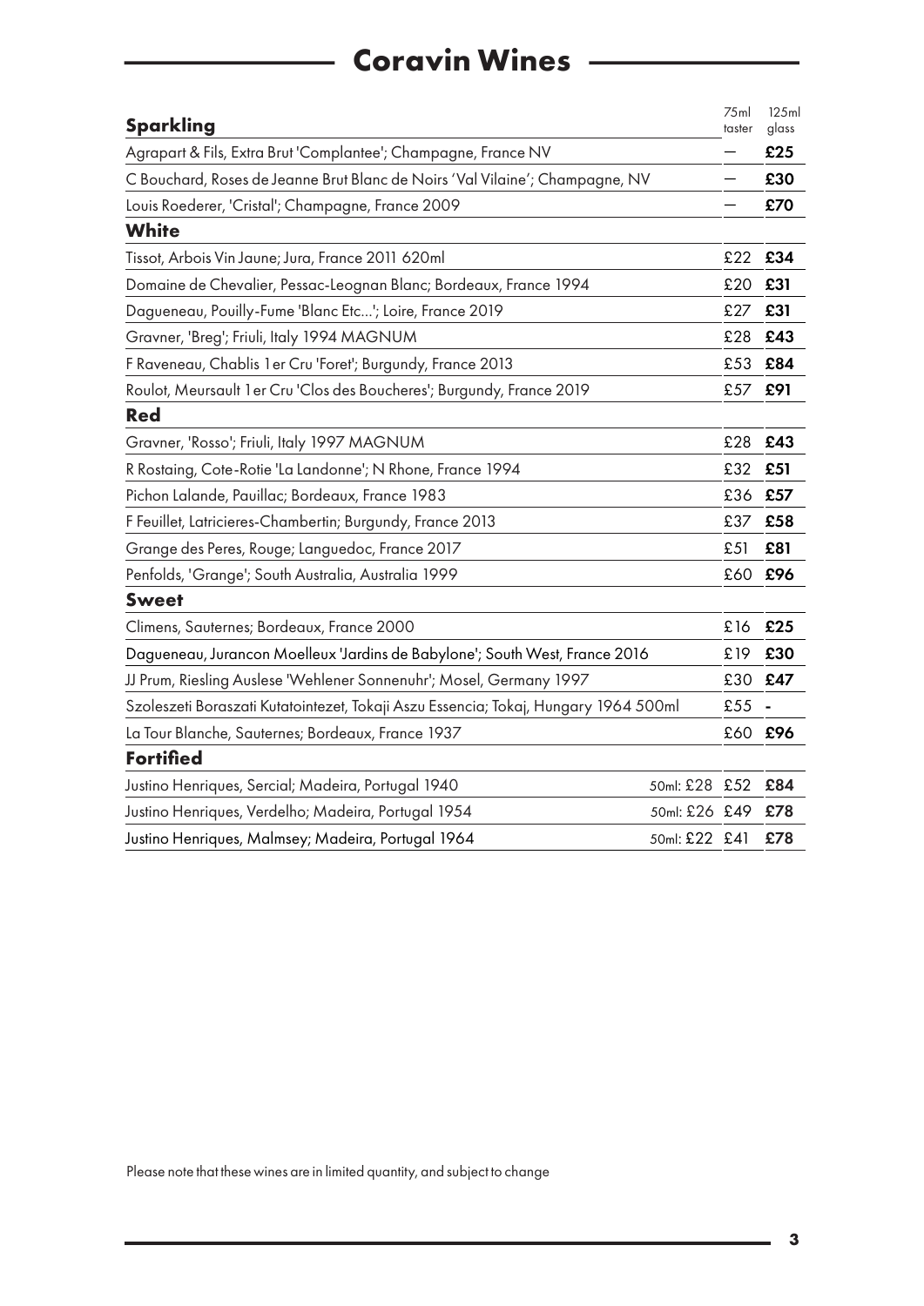# Coravin Wines

| Sparkling | 75ml taster | 125ml glass |
|---|---|---|
| Agrapart & Fils, Extra Brut 'Complantee'; Champagne, France NV | – | **£25** |
| C Bouchard, Roses de Jeanne Brut Blanc de Noirs 'Val Vilaine'; Champagne, NV | – | **£30** |
| Louis Roederer, 'Cristal'; Champagne, France 2009 | – | **£70** |
| **White** | | |
| Tissot, Arbois Vin Jaune; Jura, France 2011 620ml | £22 | **£34** |
| Domaine de Chevalier, Pessac-Leognan Blanc; Bordeaux, France 1994 | £20 | **£31** |
| Dagueneau, Pouilly-Fume 'Blanc Etc...'; Loire, France 2019 | £27 | **£31** |
| Gravner, 'Breg'; Friuli, Italy 1994 MAGNUM | £28 | **£43** |
| F Raveneau, Chablis 1er Cru 'Foret'; Burgundy, France 2013 | £53 | **£84** |
| Roulot, Meursault 1er Cru 'Clos des Boucheres'; Burgundy, France 2019 | £57 | **£91** |
| **Red** | | |
| Gravner, 'Rosso'; Friuli, Italy 1997 MAGNUM | £28 | **£43** |
| R Rostaing, Cote-Rotie 'La Landonne'; N Rhone, France 1994 | £32 | **£51** |
| Pichon Lalande, Pauillac; Bordeaux, France 1983 | £36 | **£57** |
| F Feuillet, Latricieres-Chambertin; Burgundy, France 2013 | £37 | **£58** |
| Grange des Peres, Rouge; Languedoc, France 2017 | £51 | **£81** |
| Penfolds, 'Grange'; South Australia, Australia 1999 | £60 | **£96** |
| **Sweet** | | |
| Climens, Sauternes; Bordeaux, France 2000 | £16 | **£25** |
| Dagueneau, Jurancon Moelleux 'Jardins de Babylone'; South West, France 2016 | £19 | **£30** |
| JJ Prum, Riesling Auslese 'Wehlener Sonnenuhr'; Mosel, Germany 1997 | £30 | **£47** |
| Szoleszeti Boraszati Kutatointezet, Tokaji Aszu Essencia; Tokaj, Hungary 1964 500ml | £55 | - |
| La Tour Blanche, Sauternes; Bordeaux, France 1937 | £60 | **£96** |
| **Fortified** | | |
| Justino Henriques, Sercial; Madeira, Portugal 1940 — 50ml: £28 | £52 | **£84** |
| Justino Henriques, Verdelho; Madeira, Portugal 1954 — 50ml: £26 | £49 | **£78** |
| Justino Henriques, Malmsey; Madeira, Portugal 1964 — 50ml: £22 | £41 | **£78** |

Please note that these wines are in limited quantity, and subject to change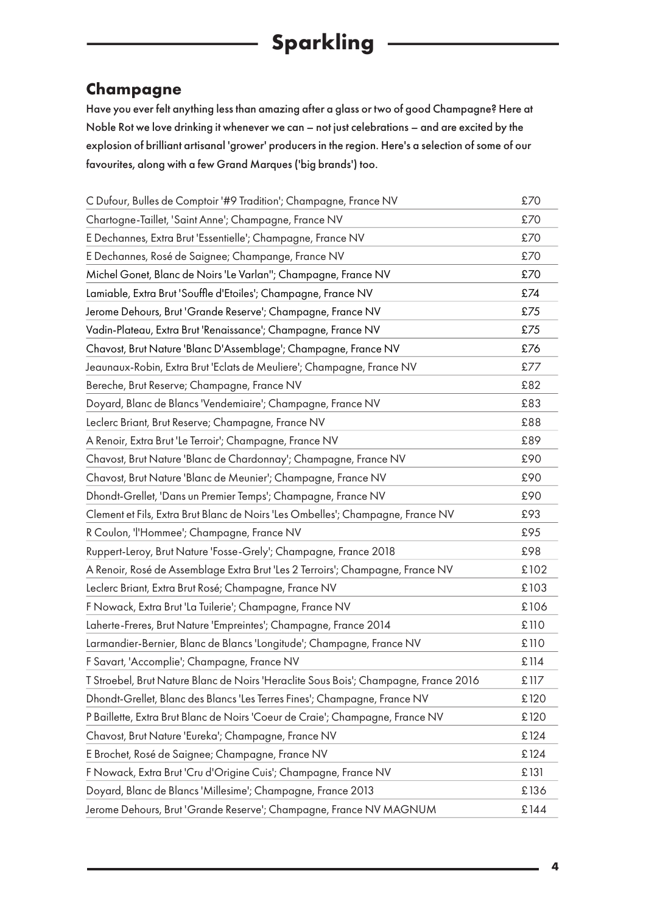# Sparkling

## Champagne

Have you ever felt anything less than amazing after a glass or two of good Champagne? Here at Noble Rot we love drinking it whenever we can – not just celebrations – and are excited by the explosion of brilliant artisanal 'grower' producers in the region. Here's a selection of some of our favourites, along with a few Grand Marques ('big brands') too.

| | |
|---|---|
| C Dufour, Bulles de Comptoir '#9 Tradition'; Champagne, France NV | £70 |
| Chartogne-Taillet, 'Saint Anne'; Champagne, France NV | £70 |
| E Dechannes, Extra Brut 'Essentielle'; Champagne, France NV | £70 |
| E Dechannes, Rosé de Saignee; Champange, France NV | £70 |
| Michel Gonet, Blanc de Noirs 'Le Varlan''; Champagne, France NV | £70 |
| Lamiable, Extra Brut 'Souffle d'Etoiles'; Champagne, France NV | £74 |
| Jerome Dehours, Brut 'Grande Reserve'; Champagne, France NV | £75 |
| Vadin-Plateau, Extra Brut 'Renaissance'; Champagne, France NV | £75 |
| Chavost, Brut Nature 'Blanc D'Assemblage'; Champagne, France NV | £76 |
| Jeaunaux-Robin, Extra Brut 'Eclats de Meuliere'; Champagne, France NV | £77 |
| Bereche, Brut Reserve; Champagne, France NV | £82 |
| Doyard, Blanc de Blancs 'Vendemiaire'; Champagne, France NV | £83 |
| Leclerc Briant, Brut Reserve; Champagne, France NV | £88 |
| A Renoir, Extra Brut 'Le Terroir'; Champagne, France NV | £89 |
| Chavost, Brut Nature 'Blanc de Chardonnay'; Champagne, France NV | £90 |
| Chavost, Brut Nature 'Blanc de Meunier'; Champagne, France NV | £90 |
| Dhondt-Grellet, 'Dans un Premier Temps'; Champagne, France NV | £90 |
| Clement et Fils, Extra Brut Blanc de Noirs 'Les Ombelles'; Champagne, France NV | £93 |
| R Coulon, 'l'Hommee'; Champagne, France NV | £95 |
| Ruppert-Leroy, Brut Nature 'Fosse-Grely'; Champagne, France 2018 | £98 |
| A Renoir, Rosé de Assemblage Extra Brut 'Les 2 Terroirs'; Champagne, France NV | £102 |
| Leclerc Briant, Extra Brut Rosé; Champagne, France NV | £103 |
| F Nowack, Extra Brut 'La Tuilerie'; Champagne, France NV | £106 |
| Laherte-Freres, Brut Nature 'Empreintes'; Champagne, France 2014 | £110 |
| Larmandier-Bernier, Blanc de Blancs 'Longitude'; Champagne, France NV | £110 |
| F Savart, 'Accomplie'; Champagne, France NV | £114 |
| T Stroebel, Brut Nature Blanc de Noirs 'Heraclite Sous Bois'; Champagne, France 2016 | £117 |
| Dhondt-Grellet, Blanc des Blancs 'Les Terres Fines'; Champagne, France NV | £120 |
| P Baillette, Extra Brut Blanc de Noirs 'Coeur de Craie'; Champagne, France NV | £120 |
| Chavost, Brut Nature 'Eureka'; Champagne, France NV | £124 |
| E Brochet, Rosé de Saignee; Champagne, France NV | £124 |
| F Nowack, Extra Brut 'Cru d'Origine Cuis'; Champagne, France NV | £131 |
| Doyard, Blanc de Blancs 'Millesime'; Champagne, France 2013 | £136 |
| Jerome Dehours, Brut 'Grande Reserve'; Champagne, France NV MAGNUM | £144 |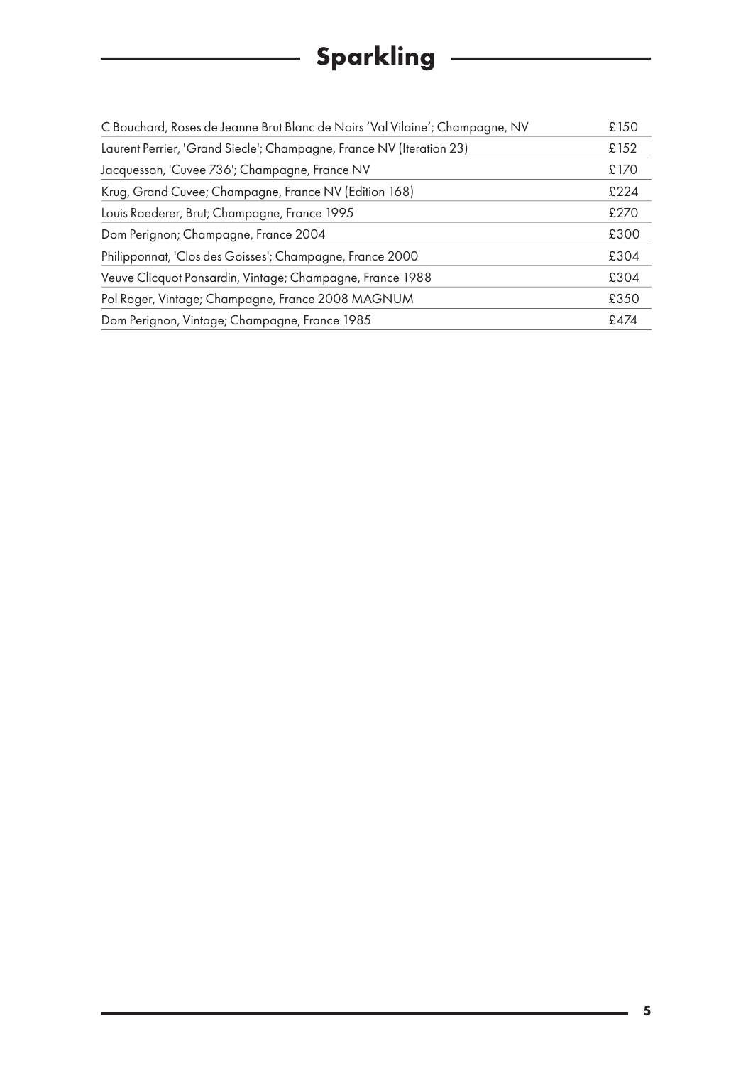# Sparkling

| | |
|---|---|
| C Bouchard, Roses de Jeanne Brut Blanc de Noirs 'Val Vilaine'; Champagne, NV | £150 |
| Laurent Perrier, 'Grand Siecle'; Champagne, France NV (Iteration 23) | £152 |
| Jacquesson, 'Cuvee 736'; Champagne, France NV | £170 |
| Krug, Grand Cuvee; Champagne, France NV (Edition 168) | £224 |
| Louis Roederer, Brut; Champagne, France 1995 | £270 |
| Dom Perignon; Champagne, France 2004 | £300 |
| Philipponnat, 'Clos des Goisses'; Champagne, France 2000 | £304 |
| Veuve Clicquot Ponsardin, Vintage; Champagne, France 1988 | £304 |
| Pol Roger, Vintage; Champagne, France 2008 MAGNUM | £350 |
| Dom Perignon, Vintage; Champagne, France 1985 | £474 |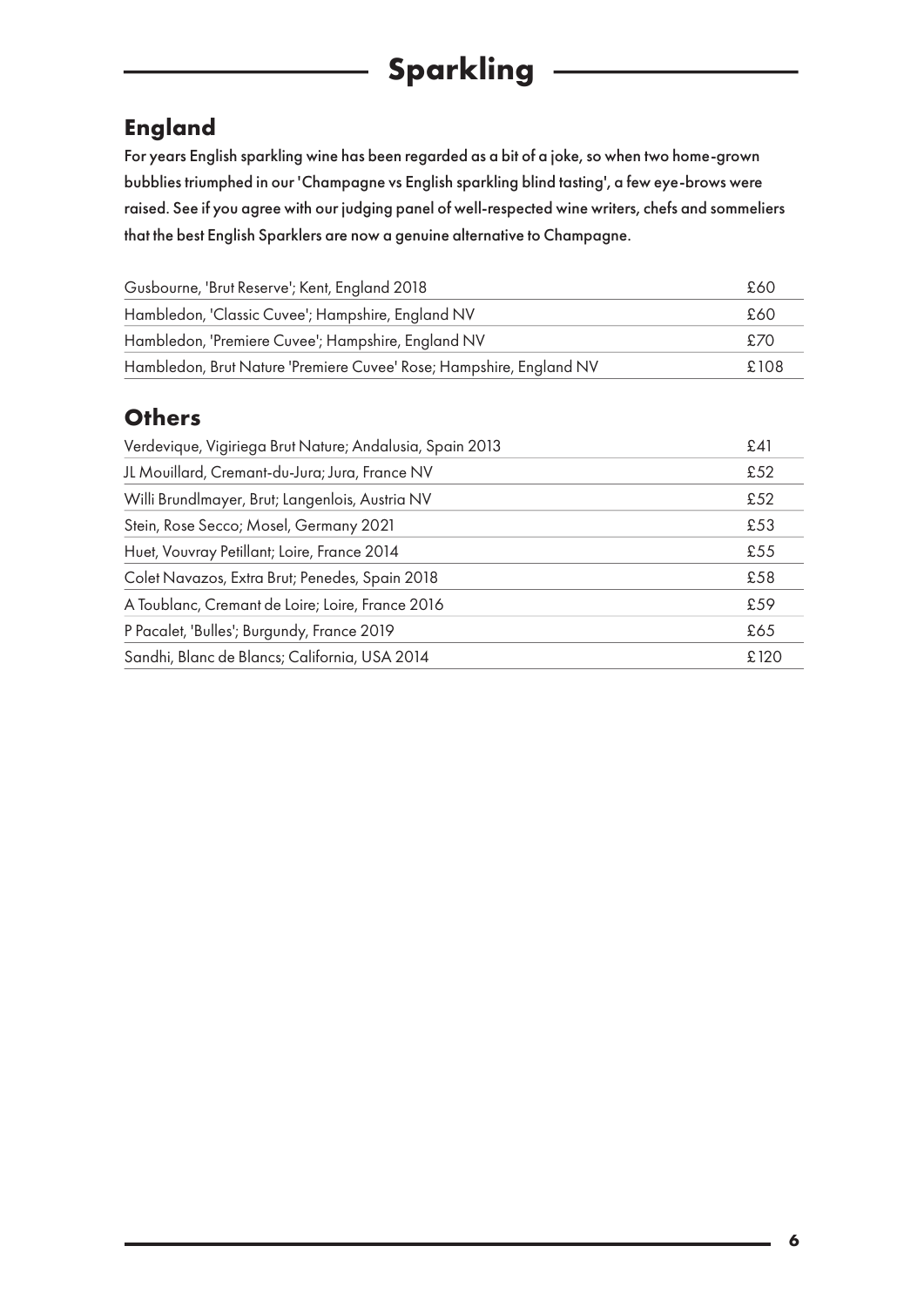# Sparkling

## England

For years English sparkling wine has been regarded as a bit of a joke, so when two home-grown bubblies triumphed in our 'Champagne vs English sparkling blind tasting', a few eye-brows were raised. See if you agree with our judging panel of well-respected wine writers, chefs and sommeliers that the best English Sparklers are now a genuine alternative to Champagne.

| | |
|---|---|
| Gusbourne, 'Brut Reserve'; Kent, England 2018 | £60 |
| Hambledon, 'Classic Cuvee'; Hampshire, England NV | £60 |
| Hambledon, 'Premiere Cuvee'; Hampshire, England NV | £70 |
| Hambledon, Brut Nature 'Premiere Cuvee' Rose; Hampshire, England NV | £108 |

## Others

| | |
|---|---|
| Verdevique, Vigiriega Brut Nature; Andalusia, Spain 2013 | £41 |
| JL Mouillard, Cremant-du-Jura; Jura, France NV | £52 |
| Willi Brundlmayer, Brut; Langenlois, Austria NV | £52 |
| Stein, Rose Secco; Mosel, Germany 2021 | £53 |
| Huet, Vouvray Petillant; Loire, France 2014 | £55 |
| Colet Navazos, Extra Brut; Penedes, Spain 2018 | £58 |
| A Toublanc, Cremant de Loire; Loire, France 2016 | £59 |
| P Pacalet, 'Bulles'; Burgundy, France 2019 | £65 |
| Sandhi, Blanc de Blancs; California, USA 2014 | £120 |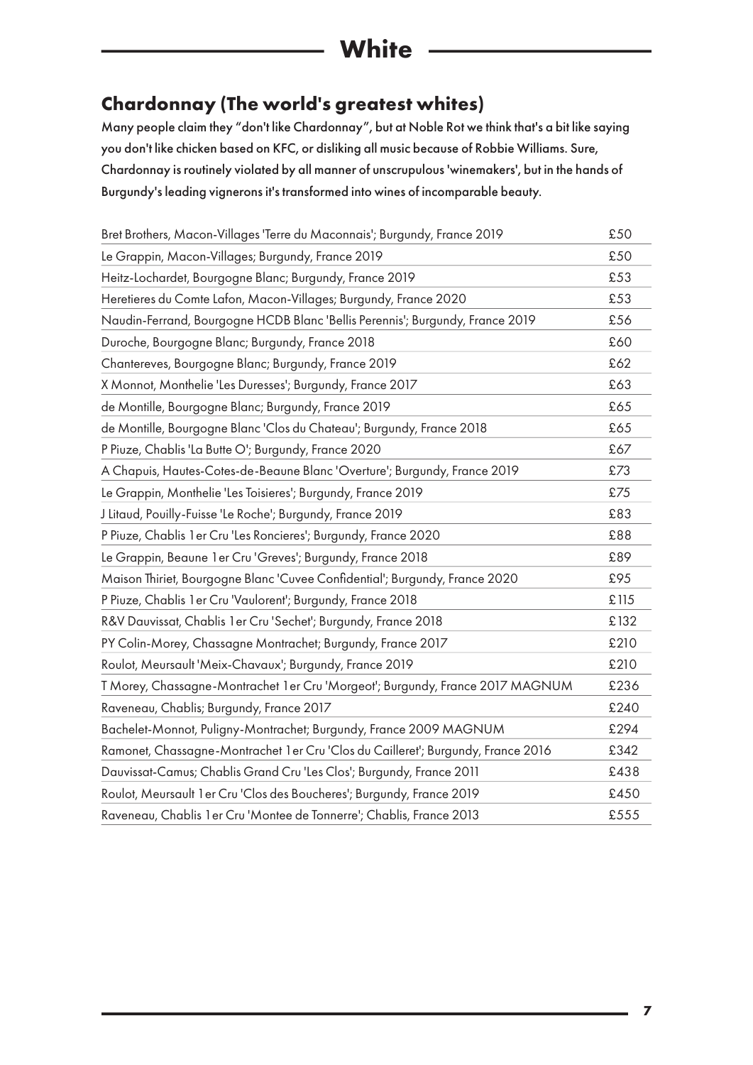# White

## Chardonnay (The world's greatest whites)

**Many people claim they "don't like Chardonnay", but at Noble Rot we think that's a bit like saying you don't like chicken based on KFC, or disliking all music because of Robbie Williams. Sure, Chardonnay is routinely violated by all manner of unscrupulous 'winemakers', but in the hands of Burgundy's leading vignerons it's transformed into wines of incomparable beauty.**

| Wine | Price |
|---|---|
| Bret Brothers, Macon-Villages 'Terre du Maconnais'; Burgundy, France 2019 | £50 |
| Le Grappin, Macon-Villages; Burgundy, France 2019 | £50 |
| Heitz-Lochardet, Bourgogne Blanc; Burgundy, France 2019 | £53 |
| Heretieres du Comte Lafon, Macon-Villages; Burgundy, France 2020 | £53 |
| Naudin-Ferrand, Bourgogne HCDB Blanc 'Bellis Perennis'; Burgundy, France 2019 | £56 |
| Duroche, Bourgogne Blanc; Burgundy, France 2018 | £60 |
| Chantereves, Bourgogne Blanc; Burgundy, France 2019 | £62 |
| X Monnot, Monthelie 'Les Duresses'; Burgundy, France 2017 | £63 |
| de Montille, Bourgogne Blanc; Burgundy, France 2019 | £65 |
| de Montille, Bourgogne Blanc 'Clos du Chateau'; Burgundy, France 2018 | £65 |
| P Piuze, Chablis 'La Butte O'; Burgundy, France 2020 | £67 |
| A Chapuis, Hautes-Cotes-de-Beaune Blanc 'Overture'; Burgundy, France 2019 | £73 |
| Le Grappin, Monthelie 'Les Toisieres'; Burgundy, France 2019 | £75 |
| J Litaud, Pouilly-Fuisse 'Le Roche'; Burgundy, France 2019 | £83 |
| P Piuze, Chablis 1er Cru 'Les Roncieres'; Burgundy, France 2020 | £88 |
| Le Grappin, Beaune 1er Cru 'Greves'; Burgundy, France 2018 | £89 |
| Maison Thiriet, Bourgogne Blanc 'Cuvee Confidential'; Burgundy, France 2020 | £95 |
| P Piuze, Chablis 1er Cru 'Vaulorent'; Burgundy, France 2018 | £115 |
| R&V Dauvissat, Chablis 1er Cru 'Sechet'; Burgundy, France 2018 | £132 |
| PY Colin-Morey, Chassagne Montrachet; Burgundy, France 2017 | £210 |
| Roulot, Meursault 'Meix-Chavaux'; Burgundy, France 2019 | £210 |
| T Morey, Chassagne-Montrachet 1er Cru 'Morgeot'; Burgundy, France 2017 MAGNUM | £236 |
| Raveneau, Chablis; Burgundy, France 2017 | £240 |
| Bachelet-Monnot, Puligny-Montrachet; Burgundy, France 2009 MAGNUM | £294 |
| Ramonet, Chassagne-Montrachet 1er Cru 'Clos du Cailleret'; Burgundy, France 2016 | £342 |
| Dauvissat-Camus; Chablis Grand Cru 'Les Clos'; Burgundy, France 2011 | £438 |
| Roulot, Meursault 1er Cru 'Clos des Boucheres'; Burgundy, France 2019 | £450 |
| Raveneau, Chablis 1er Cru 'Montee de Tonnerre'; Chablis, France 2013 | £555 |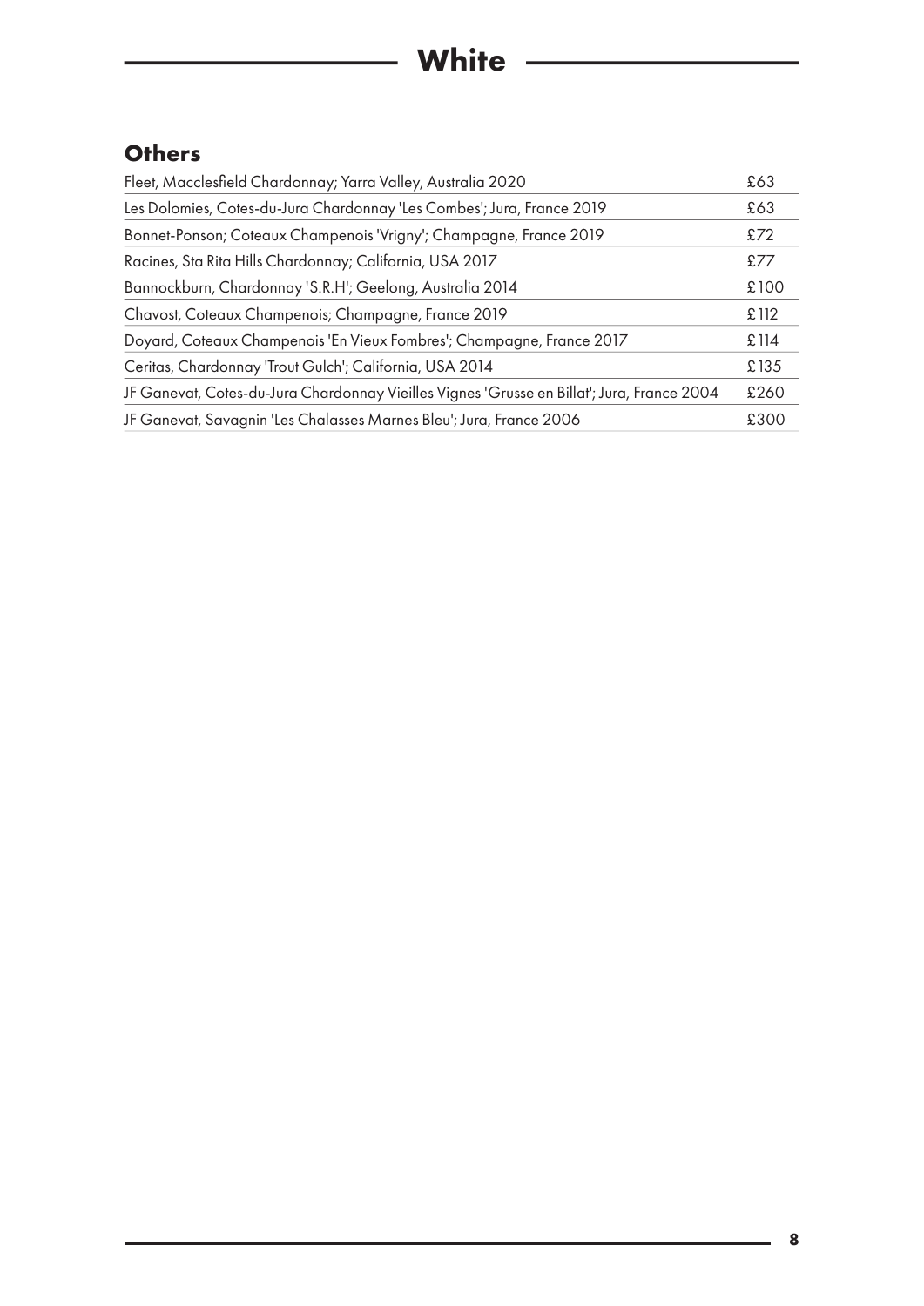# White

## Others

| | |
|---|---|
| Fleet, Macclesfield Chardonnay; Yarra Valley, Australia 2020 | £63 |
| Les Dolomies, Cotes-du-Jura Chardonnay 'Les Combes'; Jura, France 2019 | £63 |
| Bonnet-Ponson; Coteaux Champenois 'Vrigny'; Champagne, France 2019 | £72 |
| Racines, Sta Rita Hills Chardonnay; California, USA 2017 | £77 |
| Bannockburn, Chardonnay 'S.R.H'; Geelong, Australia 2014 | £100 |
| Chavost, Coteaux Champenois; Champagne, France 2019 | £112 |
| Doyard, Coteaux Champenois 'En Vieux Fombres'; Champagne, France 2017 | £114 |
| Ceritas, Chardonnay 'Trout Gulch'; California, USA 2014 | £135 |
| JF Ganevat, Cotes-du-Jura Chardonnay Vieilles Vignes 'Grusse en Billat'; Jura, France 2004 | £260 |
| JF Ganevat, Savagnin 'Les Chalasses Marnes Bleu'; Jura, France 2006 | £300 |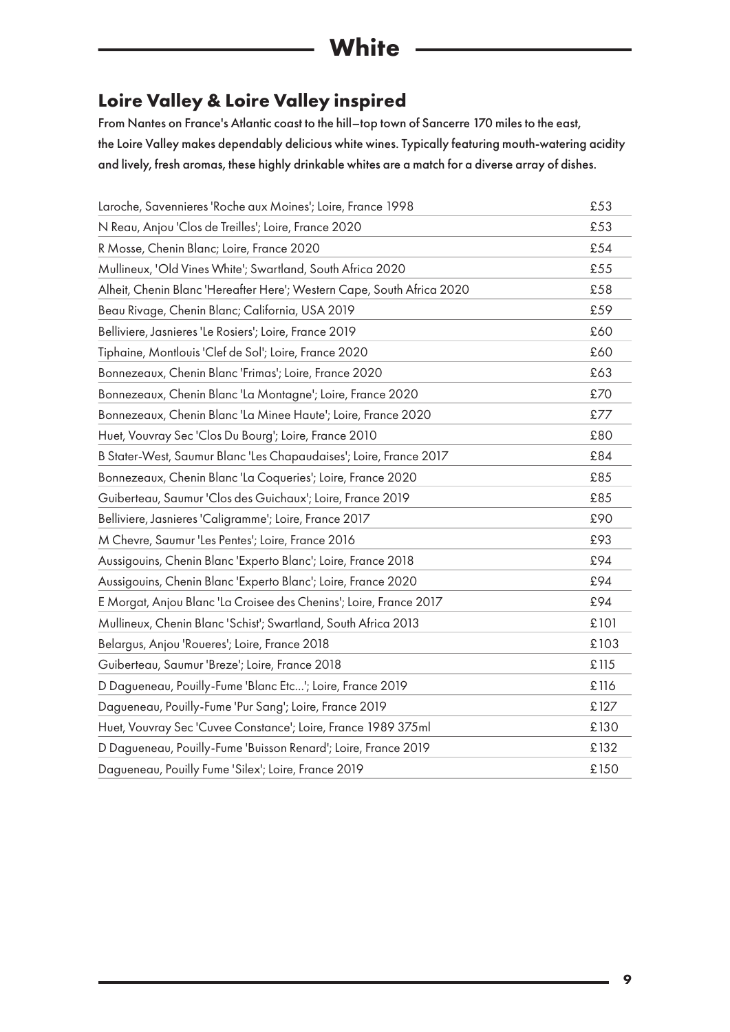# White

## Loire Valley & Loire Valley inspired

**From Nantes on France's Atlantic coast to the hill–top town of Sancerre 170 miles to the east, the Loire Valley makes dependably delicious white wines. Typically featuring mouth-watering acidity and lively, fresh aromas, these highly drinkable whites are a match for a diverse array of dishes.**

| Wine | Price |
|---|---|
| Laroche, Savennieres 'Roche aux Moines'; Loire, France 1998 | £53 |
| N Reau, Anjou 'Clos de Treilles'; Loire, France 2020 | £53 |
| R Mosse, Chenin Blanc; Loire, France 2020 | £54 |
| Mullineux, 'Old Vines White'; Swartland, South Africa 2020 | £55 |
| Alheit, Chenin Blanc 'Hereafter Here'; Western Cape, South Africa 2020 | £58 |
| Beau Rivage, Chenin Blanc; California, USA 2019 | £59 |
| Belliviere, Jasnieres 'Le Rosiers'; Loire, France 2019 | £60 |
| Tiphaine, Montlouis 'Clef de Sol'; Loire, France 2020 | £60 |
| Bonnezeaux, Chenin Blanc 'Frimas'; Loire, France 2020 | £63 |
| Bonnezeaux, Chenin Blanc 'La Montagne'; Loire, France 2020 | £70 |
| Bonnezeaux, Chenin Blanc 'La Minee Haute'; Loire, France 2020 | £77 |
| Huet, Vouvray Sec 'Clos Du Bourg'; Loire, France 2010 | £80 |
| B Stater-West, Saumur Blanc 'Les Chapaudaises'; Loire, France 2017 | £84 |
| Bonnezeaux, Chenin Blanc 'La Coqueries'; Loire, France 2020 | £85 |
| Guiberteau, Saumur 'Clos des Guichaux'; Loire, France 2019 | £85 |
| Belliviere, Jasnieres 'Caligramme'; Loire, France 2017 | £90 |
| M Chevre, Saumur 'Les Pentes'; Loire, France 2016 | £93 |
| Aussigouins, Chenin Blanc 'Experto Blanc'; Loire, France 2018 | £94 |
| Aussigouins, Chenin Blanc 'Experto Blanc'; Loire, France 2020 | £94 |
| E Morgat, Anjou Blanc 'La Croisee des Chenins'; Loire, France 2017 | £94 |
| Mullineux, Chenin Blanc 'Schist'; Swartland, South Africa 2013 | £101 |
| Belargus, Anjou 'Roueres'; Loire, France 2018 | £103 |
| Guiberteau, Saumur 'Breze'; Loire, France 2018 | £115 |
| D Dagueneau, Pouilly-Fume 'Blanc Etc...'; Loire, France 2019 | £116 |
| Dagueneau, Pouilly-Fume 'Pur Sang'; Loire, France 2019 | £127 |
| Huet, Vouvray Sec 'Cuvee Constance'; Loire, France 1989 375ml | £130 |
| D Dagueneau, Pouilly-Fume 'Buisson Renard'; Loire, France 2019 | £132 |
| Dagueneau, Pouilly Fume 'Silex'; Loire, France 2019 | £150 |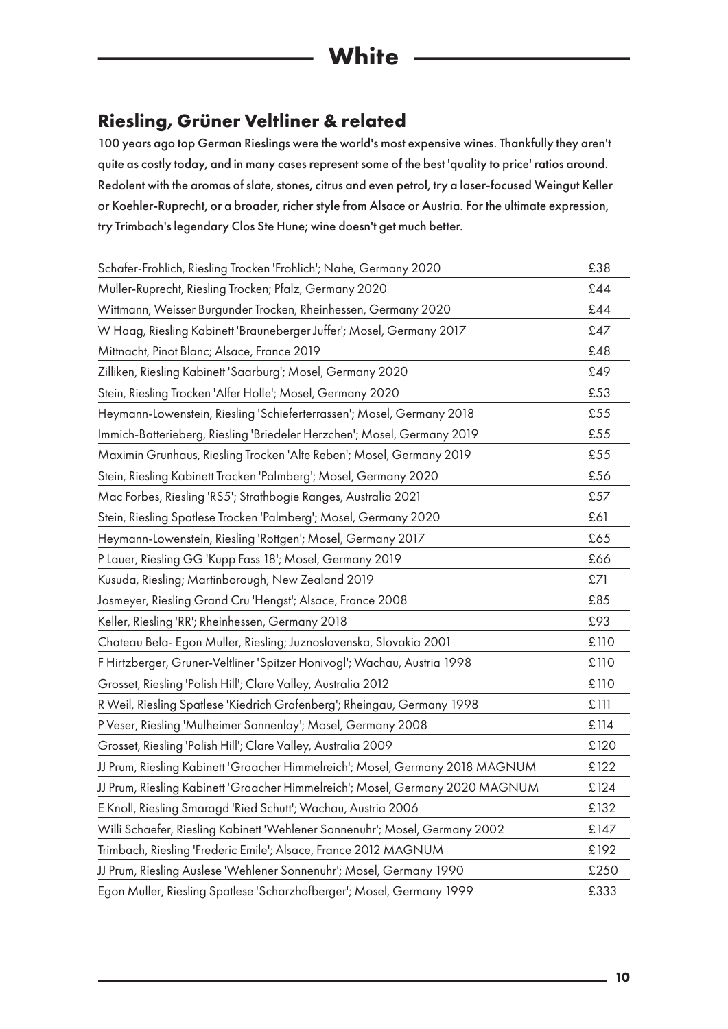# White

## Riesling, Grüner Veltliner & related

100 years ago top German Rieslings were the world's most expensive wines. Thankfully they aren't quite as costly today, and in many cases represent some of the best 'quality to price' ratios around. Redolent with the aromas of slate, stones, citrus and even petrol, try a laser-focused Weingut Keller or Koehler-Ruprecht, or a broader, richer style from Alsace or Austria. For the ultimate expression, try Trimbach's legendary Clos Ste Hune; wine doesn't get much better.

| Wine | Price |
|---|---|
| Schafer-Frohlich, Riesling Trocken 'Frohlich'; Nahe, Germany 2020 | £38 |
| Muller-Ruprecht, Riesling Trocken; Pfalz, Germany 2020 | £44 |
| Wittmann, Weisser Burgunder Trocken, Rheinhessen, Germany 2020 | £44 |
| W Haag, Riesling Kabinett 'Brauneberger Juffer'; Mosel, Germany 2017 | £47 |
| Mittnacht, Pinot Blanc; Alsace, France 2019 | £48 |
| Zilliken, Riesling Kabinett 'Saarburg'; Mosel, Germany 2020 | £49 |
| Stein, Riesling Trocken 'Alfer Holle'; Mosel, Germany 2020 | £53 |
| Heymann-Lowenstein, Riesling 'Schieferterrassen'; Mosel, Germany 2018 | £55 |
| Immich-Batterieberg, Riesling 'Briedeler Herzchen'; Mosel, Germany 2019 | £55 |
| Maximin Grunhaus, Riesling Trocken 'Alte Reben'; Mosel, Germany 2019 | £55 |
| Stein, Riesling Kabinett Trocken 'Palmberg'; Mosel, Germany 2020 | £56 |
| Mac Forbes, Riesling 'RS5'; Strathbogie Ranges, Australia 2021 | £57 |
| Stein, Riesling Spatlese Trocken 'Palmberg'; Mosel, Germany 2020 | £61 |
| Heymann-Lowenstein, Riesling 'Rottgen'; Mosel, Germany 2017 | £65 |
| P Lauer, Riesling GG 'Kupp Fass 18'; Mosel, Germany 2019 | £66 |
| Kusuda, Riesling; Martinborough, New Zealand 2019 | £71 |
| Josmeyer, Riesling Grand Cru 'Hengst'; Alsace, France 2008 | £85 |
| Keller, Riesling 'RR'; Rheinhessen, Germany 2018 | £93 |
| Chateau Bela- Egon Muller, Riesling; Juznoslovenska, Slovakia 2001 | £110 |
| F Hirtzberger, Gruner-Veltliner 'Spitzer Honivogl'; Wachau, Austria 1998 | £110 |
| Grosset, Riesling 'Polish Hill'; Clare Valley, Australia 2012 | £110 |
| R Weil, Riesling Spatlese 'Kiedrich Grafenberg'; Rheingau, Germany 1998 | £111 |
| P Veser, Riesling 'Mulheimer Sonnenlay'; Mosel, Germany 2008 | £114 |
| Grosset, Riesling 'Polish Hill'; Clare Valley, Australia 2009 | £120 |
| JJ Prum, Riesling Kabinett 'Graacher Himmelreich'; Mosel, Germany 2018 MAGNUM | £122 |
| JJ Prum, Riesling Kabinett 'Graacher Himmelreich'; Mosel, Germany 2020 MAGNUM | £124 |
| E Knoll, Riesling Smaragd 'Ried Schutt'; Wachau, Austria 2006 | £132 |
| Willi Schaefer, Riesling Kabinett 'Wehlener Sonnenuhr'; Mosel, Germany 2002 | £147 |
| Trimbach, Riesling 'Frederic Emile'; Alsace, France 2012 MAGNUM | £192 |
| JJ Prum, Riesling Auslese 'Wehlener Sonnenuhr'; Mosel, Germany 1990 | £250 |
| Egon Muller, Riesling Spatlese 'Scharzhofberger'; Mosel, Germany 1999 | £333 |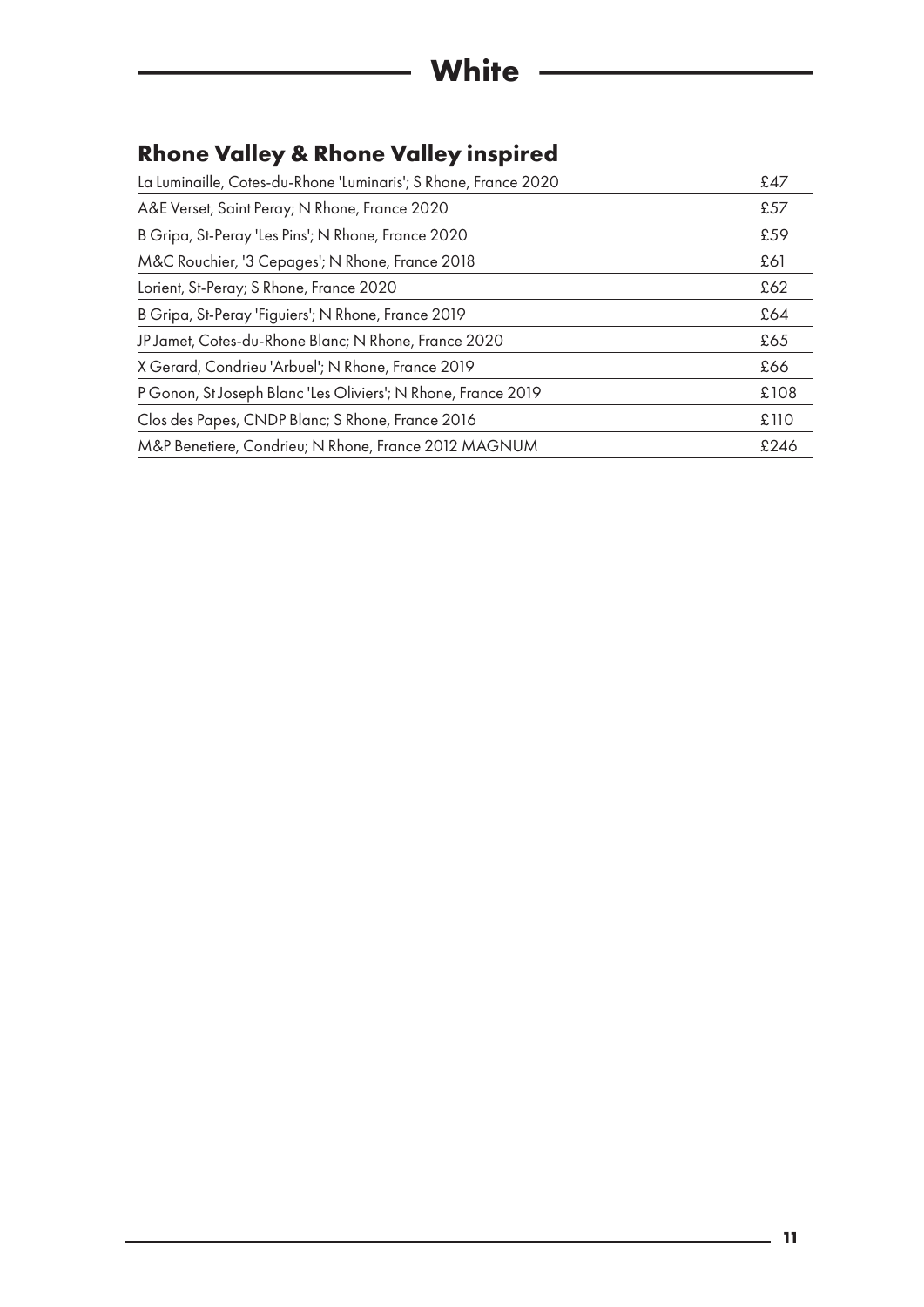# White

## Rhone Valley & Rhone Valley inspired

| | |
|---|---|
| La Luminaille, Cotes-du-Rhone 'Luminaris'; S Rhone, France 2020 | £47 |
| A&E Verset, Saint Peray; N Rhone, France 2020 | £57 |
| B Gripa, St-Peray 'Les Pins'; N Rhone, France 2020 | £59 |
| M&C Rouchier, '3 Cepages'; N Rhone, France 2018 | £61 |
| Lorient, St-Peray; S Rhone, France 2020 | £62 |
| B Gripa, St-Peray 'Figuiers'; N Rhone, France 2019 | £64 |
| JP Jamet, Cotes-du-Rhone Blanc; N Rhone, France 2020 | £65 |
| X Gerard, Condrieu 'Arbuel'; N Rhone, France 2019 | £66 |
| P Gonon, St Joseph Blanc 'Les Oliviers'; N Rhone, France 2019 | £108 |
| Clos des Papes, CNDP Blanc; S Rhone, France 2016 | £110 |
| M&P Benetiere, Condrieu; N Rhone, France 2012 MAGNUM | £246 |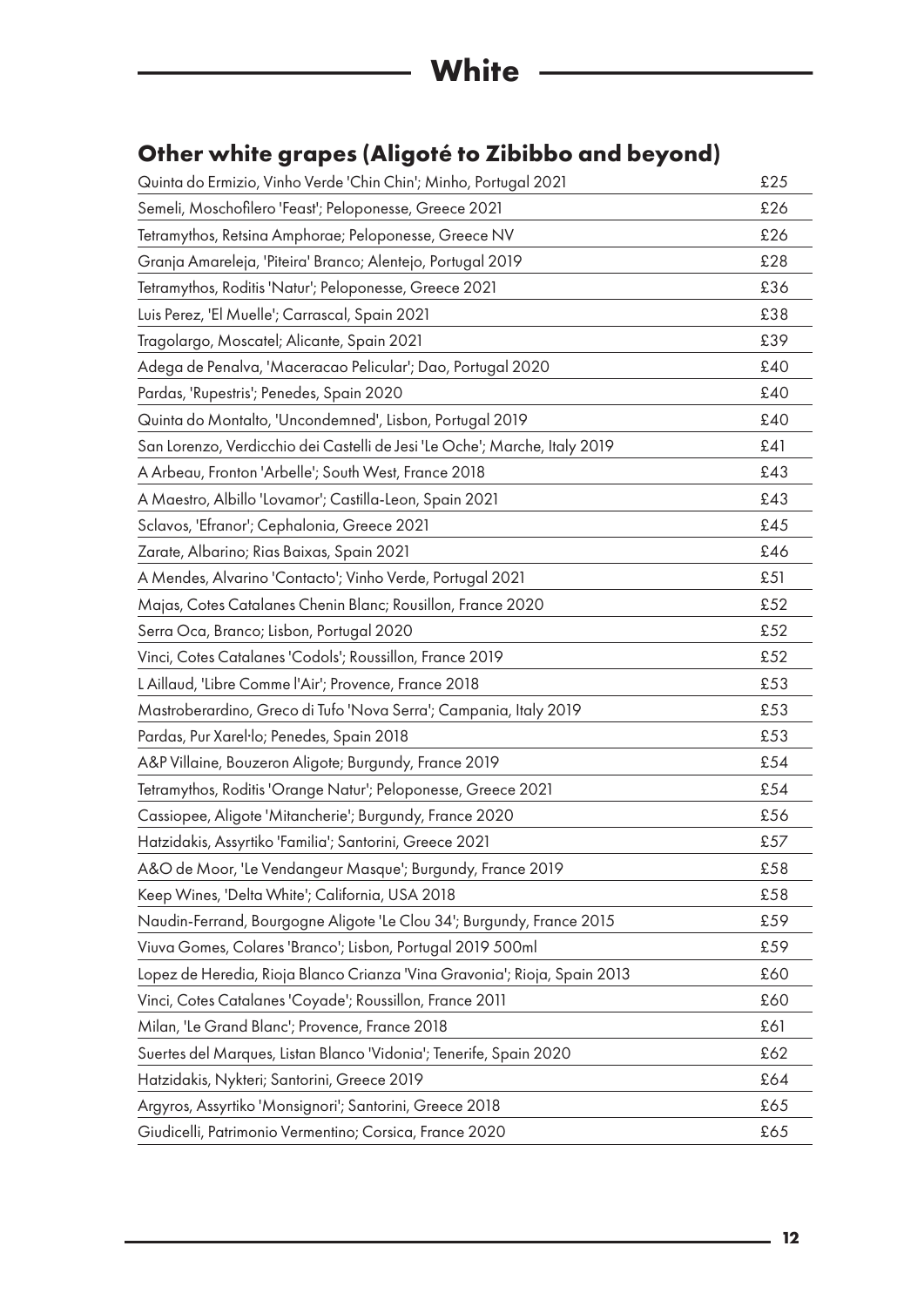# White

## Other white grapes (Aligoté to Zibibbo and beyond)

| | |
|---|---|
| Quinta do Ermizio, Vinho Verde 'Chin Chin'; Minho, Portugal 2021 | £25 |
| Semeli, Moschofilero 'Feast'; Peloponesse, Greece 2021 | £26 |
| Tetramythos, Retsina Amphorae; Peloponesse, Greece NV | £26 |
| Granja Amareleja, 'Piteira' Branco; Alentejo, Portugal 2019 | £28 |
| Tetramythos, Roditis 'Natur'; Peloponesse, Greece 2021 | £36 |
| Luis Perez, 'El Muelle'; Carrascal, Spain 2021 | £38 |
| Tragolargo, Moscatel; Alicante, Spain 2021 | £39 |
| Adega de Penalva, 'Maceracao Pelicular'; Dao, Portugal 2020 | £40 |
| Pardas, 'Rupestris'; Penedes, Spain 2020 | £40 |
| Quinta do Montalto, 'Uncondemned', Lisbon, Portugal 2019 | £40 |
| San Lorenzo, Verdicchio dei Castelli de Jesi 'Le Oche'; Marche, Italy 2019 | £41 |
| A Arbeau, Fronton 'Arbelle'; South West, France 2018 | £43 |
| A Maestro, Albillo 'Lovamor'; Castilla-Leon, Spain 2021 | £43 |
| Sclavos, 'Efranor'; Cephalonia, Greece 2021 | £45 |
| Zarate, Albarino; Rias Baixas, Spain 2021 | £46 |
| A Mendes, Alvarino 'Contacto'; Vinho Verde, Portugal 2021 | £51 |
| Majas, Cotes Catalanes Chenin Blanc; Rousillon, France 2020 | £52 |
| Serra Oca, Branco; Lisbon, Portugal 2020 | £52 |
| Vinci, Cotes Catalanes 'Codols'; Roussillon, France 2019 | £52 |
| L Aillaud, 'Libre Comme l'Air'; Provence, France 2018 | £53 |
| Mastroberardino, Greco di Tufo 'Nova Serra'; Campania, Italy 2019 | £53 |
| Pardas, Pur Xarel·lo; Penedes, Spain 2018 | £53 |
| A&P Villaine, Bouzeron Aligote; Burgundy, France 2019 | £54 |
| Tetramythos, Roditis 'Orange Natur'; Peloponesse, Greece 2021 | £54 |
| Cassiopee, Aligote 'Mitancherie'; Burgundy, France 2020 | £56 |
| Hatzidakis, Assyrtiko 'Familia'; Santorini, Greece 2021 | £57 |
| A&O de Moor, 'Le Vendangeur Masque'; Burgundy, France 2019 | £58 |
| Keep Wines, 'Delta White'; California, USA 2018 | £58 |
| Naudin-Ferrand, Bourgogne Aligote 'Le Clou 34'; Burgundy, France 2015 | £59 |
| Viuva Gomes, Colares 'Branco'; Lisbon, Portugal 2019 500ml | £59 |
| Lopez de Heredia, Rioja Blanco Crianza 'Vina Gravonia'; Rioja, Spain 2013 | £60 |
| Vinci, Cotes Catalanes 'Coyade'; Roussillon, France 2011 | £60 |
| Milan, 'Le Grand Blanc'; Provence, France 2018 | £61 |
| Suertes del Marques, Listan Blanco 'Vidonia'; Tenerife, Spain 2020 | £62 |
| Hatzidakis, Nykteri; Santorini, Greece 2019 | £64 |
| Argyros, Assyrtiko 'Monsignori'; Santorini, Greece 2018 | £65 |
| Giudicelli, Patrimonio Vermentino; Corsica, France 2020 | £65 |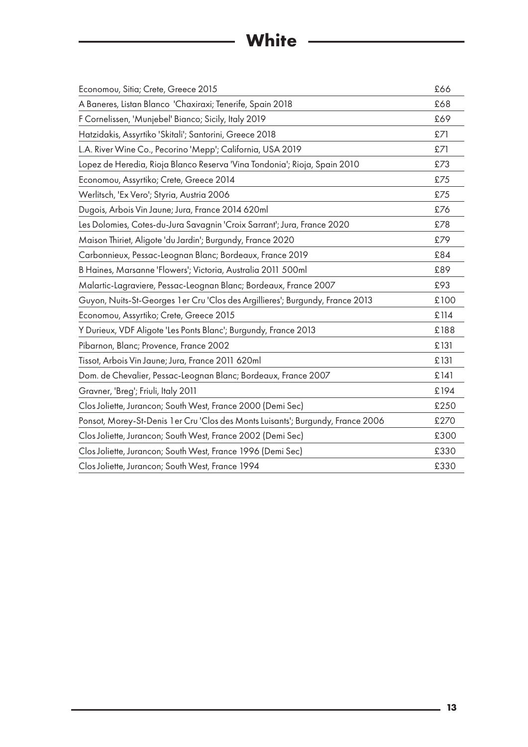# White

| | |
|---|---|
| Economou, Sitia; Crete, Greece 2015 | £66 |
| A Baneres, Listan Blanco 'Chaxiraxi; Tenerife, Spain 2018 | £68 |
| F Cornelissen, 'Munjebel' Bianco; Sicily, Italy 2019 | £69 |
| Hatzidakis, Assyrtiko 'Skitali'; Santorini, Greece 2018 | £71 |
| L.A. River Wine Co., Pecorino 'Mepp'; California, USA 2019 | £71 |
| Lopez de Heredia, Rioja Blanco Reserva 'Vina Tondonia'; Rioja, Spain 2010 | £73 |
| Economou, Assyrtiko; Crete, Greece 2014 | £75 |
| Werlitsch, 'Ex Vero'; Styria, Austria 2006 | £75 |
| Dugois, Arbois Vin Jaune; Jura, France 2014 620ml | £76 |
| Les Dolomies, Cotes-du-Jura Savagnin 'Croix Sarrant'; Jura, France 2020 | £78 |
| Maison Thiriet, Aligote 'du Jardin'; Burgundy, France 2020 | £79 |
| Carbonnieux, Pessac-Leognan Blanc; Bordeaux, France 2019 | £84 |
| B Haines, Marsanne 'Flowers'; Victoria, Australia 2011 500ml | £89 |
| Malartic-Lagraviere, Pessac-Leognan Blanc; Bordeaux, France 2007 | £93 |
| Guyon, Nuits-St-Georges 1er Cru 'Clos des Argillieres'; Burgundy, France 2013 | £100 |
| Economou, Assyrtiko; Crete, Greece 2015 | £114 |
| Y Durieux, VDF Aligote 'Les Ponts Blanc'; Burgundy, France 2013 | £188 |
| Pibarnon, Blanc; Provence, France 2002 | £131 |
| Tissot, Arbois Vin Jaune; Jura, France 2011 620ml | £131 |
| Dom. de Chevalier, Pessac-Leognan Blanc; Bordeaux, France 2007 | £141 |
| Gravner, 'Breg'; Friuli, Italy 2011 | £194 |
| Clos Joliette, Jurancon; South West, France 2000 (Demi Sec) | £250 |
| Ponsot, Morey-St-Denis 1er Cru 'Clos des Monts Luisants'; Burgundy, France 2006 | £270 |
| Clos Joliette, Jurancon; South West, France 2002 (Demi Sec) | £300 |
| Clos Joliette, Jurancon; South West, France 1996 (Demi Sec) | £330 |
| Clos Joliette, Jurancon; South West, France 1994 | £330 |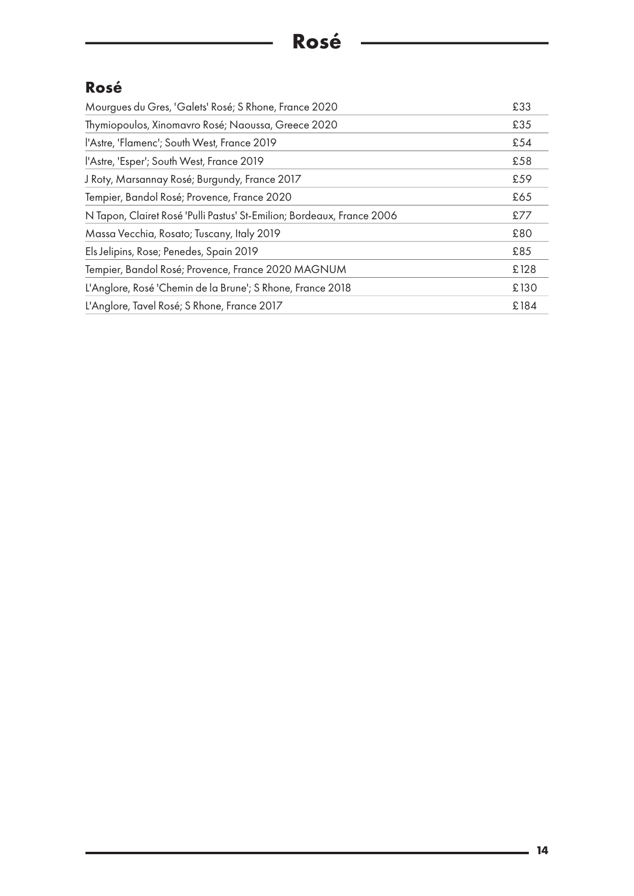# Rosé

## Rosé

| | |
|---|---|
| Mourgues du Gres, 'Galets' Rosé; S Rhone, France 2020 | £33 |
| Thymiopoulos, Xinomavro Rosé; Naoussa, Greece 2020 | £35 |
| l'Astre, 'Flamenc'; South West, France 2019 | £54 |
| l'Astre, 'Esper'; South West, France 2019 | £58 |
| J Roty, Marsannay Rosé; Burgundy, France 2017 | £59 |
| Tempier, Bandol Rosé; Provence, France 2020 | £65 |
| N Tapon, Clairet Rosé 'Pulli Pastus' St-Emilion; Bordeaux, France 2006 | £77 |
| Massa Vecchia, Rosato; Tuscany, Italy 2019 | £80 |
| Els Jelipins, Rose; Penedes, Spain 2019 | £85 |
| Tempier, Bandol Rosé; Provence, France 2020 MAGNUM | £128 |
| L'Anglore, Rosé 'Chemin de la Brune'; S Rhone, France 2018 | £130 |
| L'Anglore, Tavel Rosé; S Rhone, France 2017 | £184 |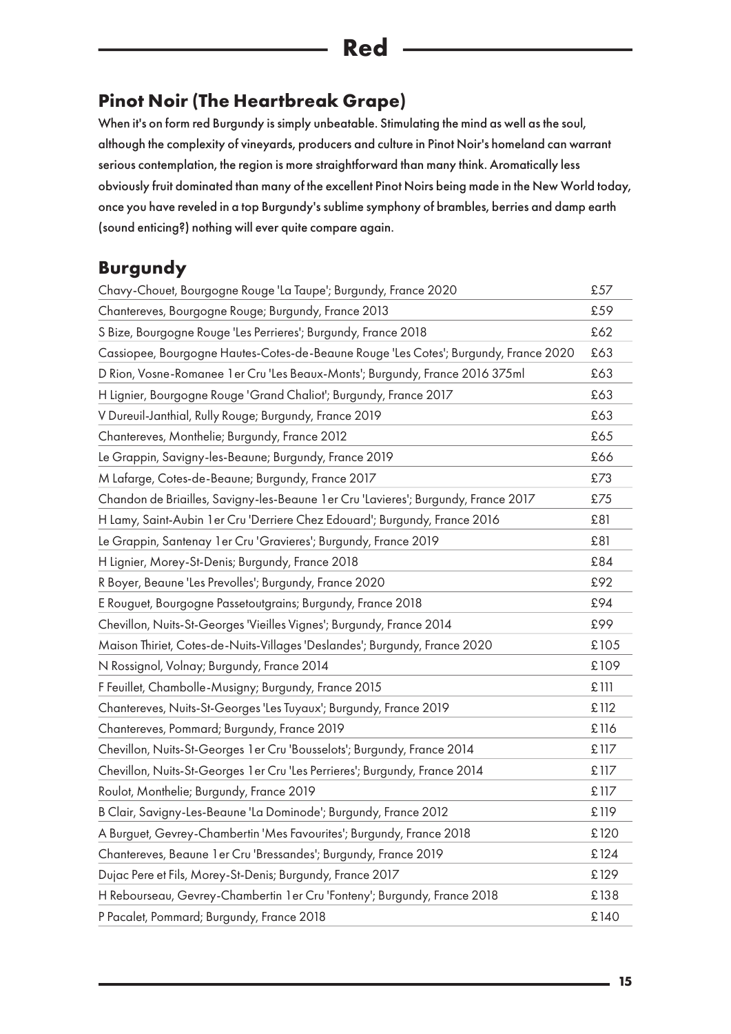# Red

## Pinot Noir (The Heartbreak Grape)

When it's on form red Burgundy is simply unbeatable. Stimulating the mind as well as the soul, although the complexity of vineyards, producers and culture in Pinot Noir's homeland can warrant serious contemplation, the region is more straightforward than many think. Aromatically less obviously fruit dominated than many of the excellent Pinot Noirs being made in the New World today, once you have reveled in a top Burgundy's sublime symphony of brambles, berries and damp earth (sound enticing?) nothing will ever quite compare again.

## Burgundy

| Wine | Price |
|---|---|
| Chavy-Chouet, Bourgogne Rouge 'La Taupe'; Burgundy, France 2020 | £57 |
| Chantereves, Bourgogne Rouge; Burgundy, France 2013 | £59 |
| S Bize, Bourgogne Rouge 'Les Perrieres'; Burgundy, France 2018 | £62 |
| Cassiopee, Bourgogne Hautes-Cotes-de-Beaune Rouge 'Les Cotes'; Burgundy, France 2020 | £63 |
| D Rion, Vosne-Romanee 1er Cru 'Les Beaux-Monts'; Burgundy, France 2016 375ml | £63 |
| H Lignier, Bourgogne Rouge 'Grand Chaliot'; Burgundy, France 2017 | £63 |
| V Dureuil-Janthial, Rully Rouge; Burgundy, France 2019 | £63 |
| Chantereves, Monthelie; Burgundy, France 2012 | £65 |
| Le Grappin, Savigny-les-Beaune; Burgundy, France 2019 | £66 |
| M Lafarge, Cotes-de-Beaune; Burgundy, France 2017 | £73 |
| Chandon de Briailles, Savigny-les-Beaune 1er Cru 'Lavieres'; Burgundy, France 2017 | £75 |
| H Lamy, Saint-Aubin 1er Cru 'Derriere Chez Edouard'; Burgundy, France 2016 | £81 |
| Le Grappin, Santenay 1er Cru 'Gravieres'; Burgundy, France 2019 | £81 |
| H Lignier, Morey-St-Denis; Burgundy, France 2018 | £84 |
| R Boyer, Beaune 'Les Prevolles'; Burgundy, France 2020 | £92 |
| E Rouget, Bourgogne Passetoutgrains; Burgundy, France 2018 | £94 |
| Chevillon, Nuits-St-Georges 'Vieilles Vignes'; Burgundy, France 2014 | £99 |
| Maison Thiriet, Cotes-de-Nuits-Villages 'Deslandes'; Burgundy, France 2020 | £105 |
| N Rossignol, Volnay; Burgundy, France 2014 | £109 |
| F Feuillet, Chambolle-Musigny; Burgundy, France 2015 | £111 |
| Chantereves, Nuits-St-Georges 'Les Tuyaux'; Burgundy, France 2019 | £112 |
| Chantereves, Pommard; Burgundy, France 2019 | £116 |
| Chevillon, Nuits-St-Georges 1er Cru 'Bousselots'; Burgundy, France 2014 | £117 |
| Chevillon, Nuits-St-Georges 1er Cru 'Les Perrieres'; Burgundy, France 2014 | £117 |
| Roulot, Monthelie; Burgundy, France 2019 | £117 |
| B Clair, Savigny-Les-Beaune 'La Dominode'; Burgundy, France 2012 | £119 |
| A Burguet, Gevrey-Chambertin 'Mes Favourites'; Burgundy, France 2018 | £120 |
| Chantereves, Beaune 1er Cru 'Bressandes'; Burgundy, France 2019 | £124 |
| Dujac Pere et Fils, Morey-St-Denis; Burgundy, France 2017 | £129 |
| H Rebourseau, Gevrey-Chambertin 1er Cru 'Fonteny'; Burgundy, France 2018 | £138 |
| P Pacalet, Pommard; Burgundy, France 2018 | £140 |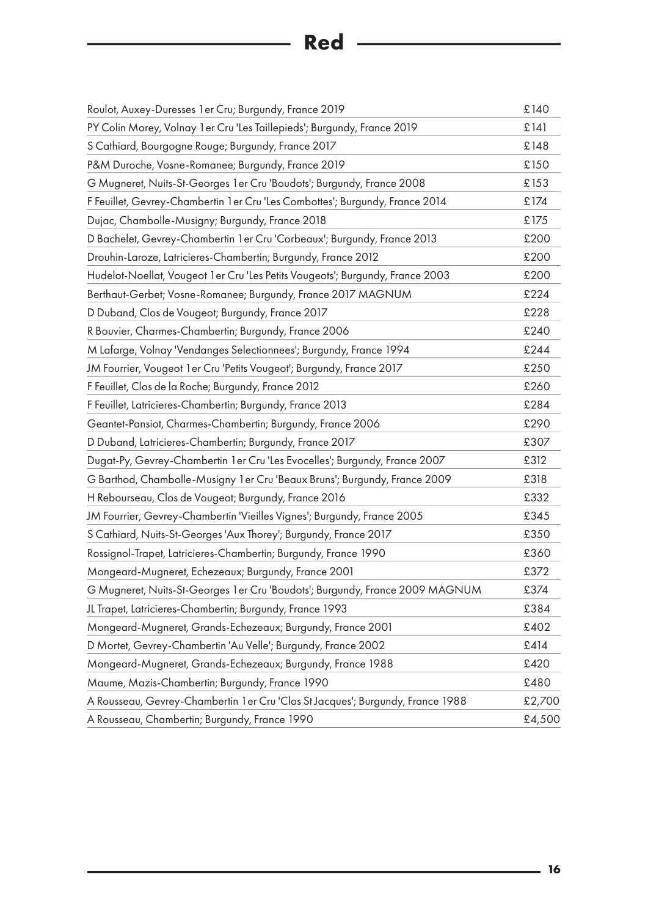# Red

| | |
|---|---|
| Roulot, Auxey-Duresses 1er Cru; Burgundy, France 2019 | £140 |
| PY Colin Morey, Volnay 1er Cru 'Les Taillepieds'; Burgundy, France 2019 | £141 |
| S Cathiard, Bourgogne Rouge; Burgundy, France 2017 | £148 |
| P&M Duroche, Vosne-Romanee; Burgundy, France 2019 | £150 |
| G Mugneret, Nuits-St-Georges 1er Cru 'Boudots'; Burgundy, France 2008 | £153 |
| F Feuillet, Gevrey-Chambertin 1er Cru 'Les Combottes'; Burgundy, France 2014 | £174 |
| Dujac, Chambolle-Musigny; Burgundy, France 2018 | £175 |
| D Bachelet, Gevrey-Chambertin 1er Cru 'Corbeaux'; Burgundy, France 2013 | £200 |
| Drouhin-Laroze, Latricieres-Chambertin; Burgundy, France 2012 | £200 |
| Hudelot-Noellat, Vougeot 1er Cru 'Les Petits Vougeots'; Burgundy, France 2003 | £200 |
| Berthaut-Gerbet; Vosne-Romanee; Burgundy, France 2017 MAGNUM | £224 |
| D Duband, Clos de Vougeot; Burgundy, France 2017 | £228 |
| R Bouvier, Charmes-Chambertin; Burgundy, France 2006 | £240 |
| M Lafarge, Volnay 'Vendanges Selectionnees'; Burgundy, France 1994 | £244 |
| JM Fourrier, Vougeot 1er Cru 'Petits Vougeot'; Burgundy, France 2017 | £250 |
| F Feuillet, Clos de la Roche; Burgundy, France 2012 | £260 |
| F Feuillet, Latricieres-Chambertin; Burgundy, France 2013 | £284 |
| Geantet-Pansiot, Charmes-Chambertin; Burgundy, France 2006 | £290 |
| D Duband, Latricieres-Chambertin; Burgundy, France 2017 | £307 |
| Dugat-Py, Gevrey-Chambertin 1er Cru 'Les Evocelles'; Burgundy, France 2007 | £312 |
| G Barthod, Chambolle-Musigny 1er Cru 'Beaux Bruns'; Burgundy, France 2009 | £318 |
| H Rebourseau, Clos de Vougeot; Burgundy, France 2016 | £332 |
| JM Fourrier, Gevrey-Chambertin 'Vieilles Vignes'; Burgundy, France 2005 | £345 |
| S Cathiard, Nuits-St-Georges 'Aux Thorey'; Burgundy, France 2017 | £350 |
| Rossignol-Trapet, Latricieres-Chambertin; Burgundy, France 1990 | £360 |
| Mongeard-Mugneret, Echezeaux; Burgundy, France 2001 | £372 |
| G Mugneret, Nuits-St-Georges 1er Cru 'Boudots'; Burgundy, France 2009 MAGNUM | £374 |
| JL Trapet, Latricieres-Chambertin; Burgundy, France 1993 | £384 |
| Mongeard-Mugneret, Grands-Echezeaux; Burgundy, France 2001 | £402 |
| D Mortet, Gevrey-Chambertin 'Au Velle'; Burgundy, France 2002 | £414 |
| Mongeard-Mugneret, Grands-Echezeaux; Burgundy, France 1988 | £420 |
| Maume, Mazis-Chambertin; Burgundy, France 1990 | £480 |
| A Rousseau, Gevrey-Chambertin 1er Cru 'Clos St Jacques'; Burgundy, France 1988 | £2,700 |
| A Rousseau, Chambertin; Burgundy, France 1990 | £4,500 |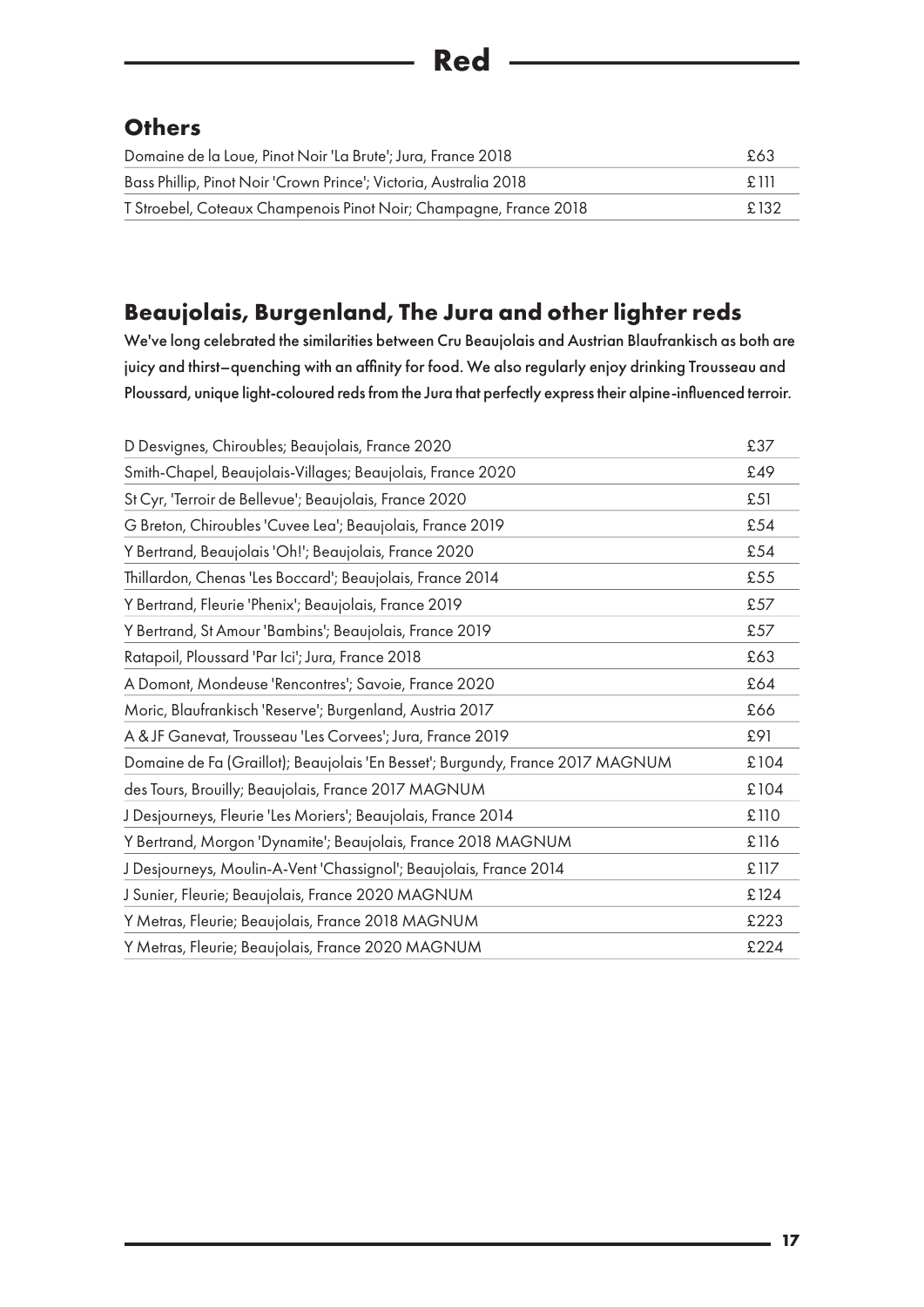# Red

## Others

| | |
|---|---|
| Domaine de la Loue, Pinot Noir 'La Brute'; Jura, France 2018 | £63 |
| Bass Phillip, Pinot Noir 'Crown Prince'; Victoria, Australia 2018 | £111 |
| T Stroebel, Coteaux Champenois Pinot Noir; Champagne, France 2018 | £132 |

## Beaujolais, Burgenland, The Jura and other lighter reds

We've long celebrated the similarities between Cru Beaujolais and Austrian Blaufrankisch as both are juicy and thirst–quenching with an affinity for food. We also regularly enjoy drinking Trousseau and Ploussard, unique light-coloured reds from the Jura that perfectly express their alpine-influenced terroir.

| | |
|---|---|
| D Desvignes, Chiroubles; Beaujolais, France 2020 | £37 |
| Smith-Chapel, Beaujolais-Villages; Beaujolais, France 2020 | £49 |
| St Cyr, 'Terroir de Bellevue'; Beaujolais, France 2020 | £51 |
| G Breton, Chiroubles 'Cuvee Lea'; Beaujolais, France 2019 | £54 |
| Y Bertrand, Beaujolais 'Oh!'; Beaujolais, France 2020 | £54 |
| Thillardon, Chenas 'Les Boccard'; Beaujolais, France 2014 | £55 |
| Y Bertrand, Fleurie 'Phenix'; Beaujolais, France 2019 | £57 |
| Y Bertrand, St Amour 'Bambins'; Beaujolais, France 2019 | £57 |
| Ratapoil, Ploussard 'Par Ici'; Jura, France 2018 | £63 |
| A Domont, Mondeuse 'Rencontres'; Savoie, France 2020 | £64 |
| Moric, Blaufrankisch 'Reserve'; Burgenland, Austria 2017 | £66 |
| A & JF Ganevat, Trousseau 'Les Corvees'; Jura, France 2019 | £91 |
| Domaine de Fa (Graillot); Beaujolais 'En Besset'; Burgundy, France 2017 MAGNUM | £104 |
| des Tours, Brouilly; Beaujolais, France 2017 MAGNUM | £104 |
| J Desjourneys, Fleurie 'Les Moriers'; Beaujolais, France 2014 | £110 |
| Y Bertrand, Morgon 'Dynamite'; Beaujolais, France 2018 MAGNUM | £116 |
| J Desjourneys, Moulin-A-Vent 'Chassignol'; Beaujolais, France 2014 | £117 |
| J Sunier, Fleurie; Beaujolais, France 2020 MAGNUM | £124 |
| Y Metras, Fleurie; Beaujolais, France 2018 MAGNUM | £223 |
| Y Metras, Fleurie; Beaujolais, France 2020 MAGNUM | £224 |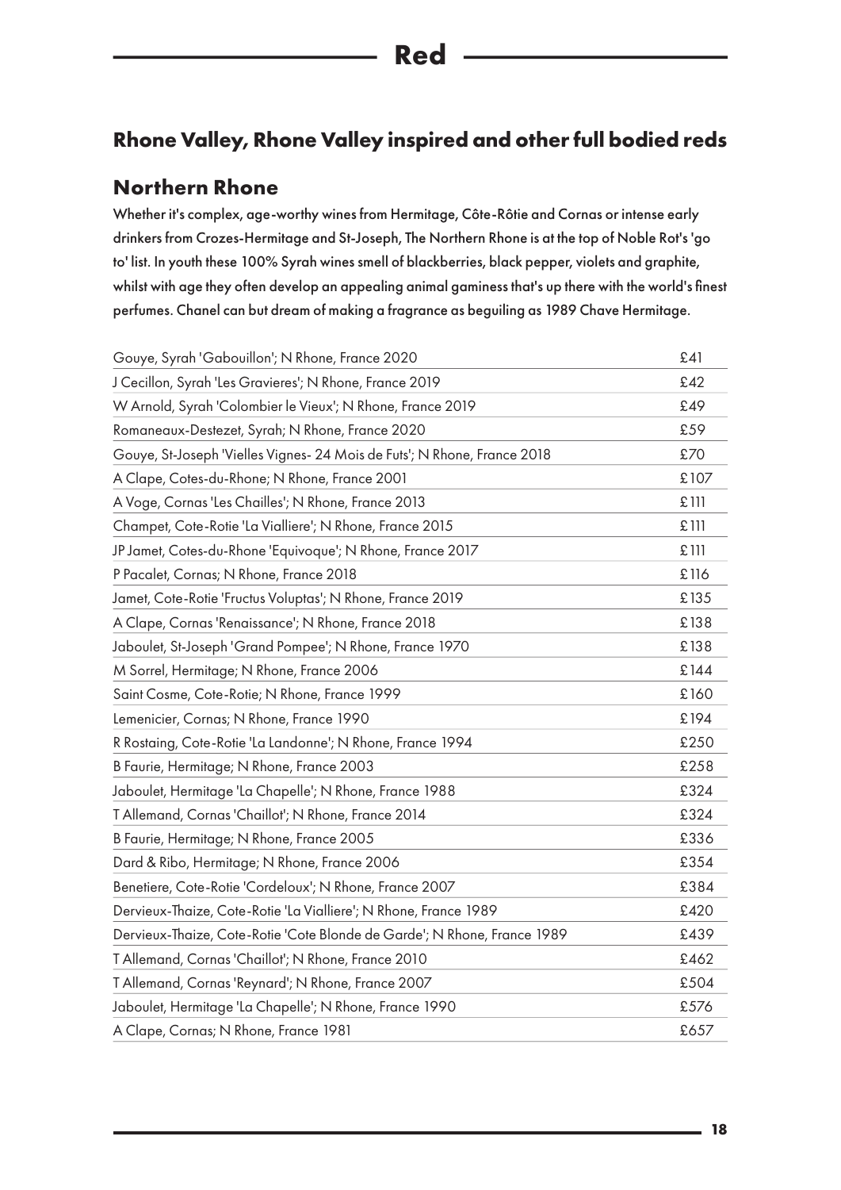# Red

## Rhone Valley, Rhone Valley inspired and other full bodied reds

### Northern Rhone

**Whether it's complex, age-worthy wines from Hermitage, Côte-Rôtie and Cornas or intense early drinkers from Crozes-Hermitage and St-Joseph, The Northern Rhone is at the top of Noble Rot's 'go to' list. In youth these 100% Syrah wines smell of blackberries, black pepper, violets and graphite, whilst with age they often develop an appealing animal gaminess that's up there with the world's finest perfumes. Chanel can but dream of making a fragrance as beguiling as 1989 Chave Hermitage.**

| Wine | Price |
|---|---|
| Gouye, Syrah 'Gabouillon'; N Rhone, France 2020 | £41 |
| J Cecillon, Syrah 'Les Gravieres'; N Rhone, France 2019 | £42 |
| W Arnold, Syrah 'Colombier le Vieux'; N Rhone, France 2019 | £49 |
| Romaneaux-Destezet, Syrah; N Rhone, France 2020 | £59 |
| Gouye, St-Joseph 'Vielles Vignes- 24 Mois de Futs'; N Rhone, France 2018 | £70 |
| A Clape, Cotes-du-Rhone; N Rhone, France 2001 | £107 |
| A Voge, Cornas 'Les Chailles'; N Rhone, France 2013 | £111 |
| Champet, Cote-Rotie 'La Vialliere'; N Rhone, France 2015 | £111 |
| JP Jamet, Cotes-du-Rhone 'Equivoque'; N Rhone, France 2017 | £111 |
| P Pacalet, Cornas; N Rhone, France 2018 | £116 |
| Jamet, Cote-Rotie 'Fructus Voluptas'; N Rhone, France 2019 | £135 |
| A Clape, Cornas 'Renaissance'; N Rhone, France 2018 | £138 |
| Jaboulet, St-Joseph 'Grand Pompee'; N Rhone, France 1970 | £138 |
| M Sorrel, Hermitage; N Rhone, France 2006 | £144 |
| Saint Cosme, Cote-Rotie; N Rhone, France 1999 | £160 |
| Lemenicier, Cornas; N Rhone, France 1990 | £194 |
| R Rostaing, Cote-Rotie 'La Landonne'; N Rhone, France 1994 | £250 |
| B Faurie, Hermitage; N Rhone, France 2003 | £258 |
| Jaboulet, Hermitage 'La Chapelle'; N Rhone, France 1988 | £324 |
| T Allemand, Cornas 'Chaillot'; N Rhone, France 2014 | £324 |
| B Faurie, Hermitage; N Rhone, France 2005 | £336 |
| Dard & Ribo, Hermitage; N Rhone, France 2006 | £354 |
| Benetiere, Cote-Rotie 'Cordeloux'; N Rhone, France 2007 | £384 |
| Dervieux-Thaize, Cote-Rotie 'La Vialliere'; N Rhone, France 1989 | £420 |
| Dervieux-Thaize, Cote-Rotie 'Cote Blonde de Garde'; N Rhone, France 1989 | £439 |
| T Allemand, Cornas 'Chaillot'; N Rhone, France 2010 | £462 |
| T Allemand, Cornas 'Reynard'; N Rhone, France 2007 | £504 |
| Jaboulet, Hermitage 'La Chapelle'; N Rhone, France 1990 | £576 |
| A Clape, Cornas; N Rhone, France 1981 | £657 |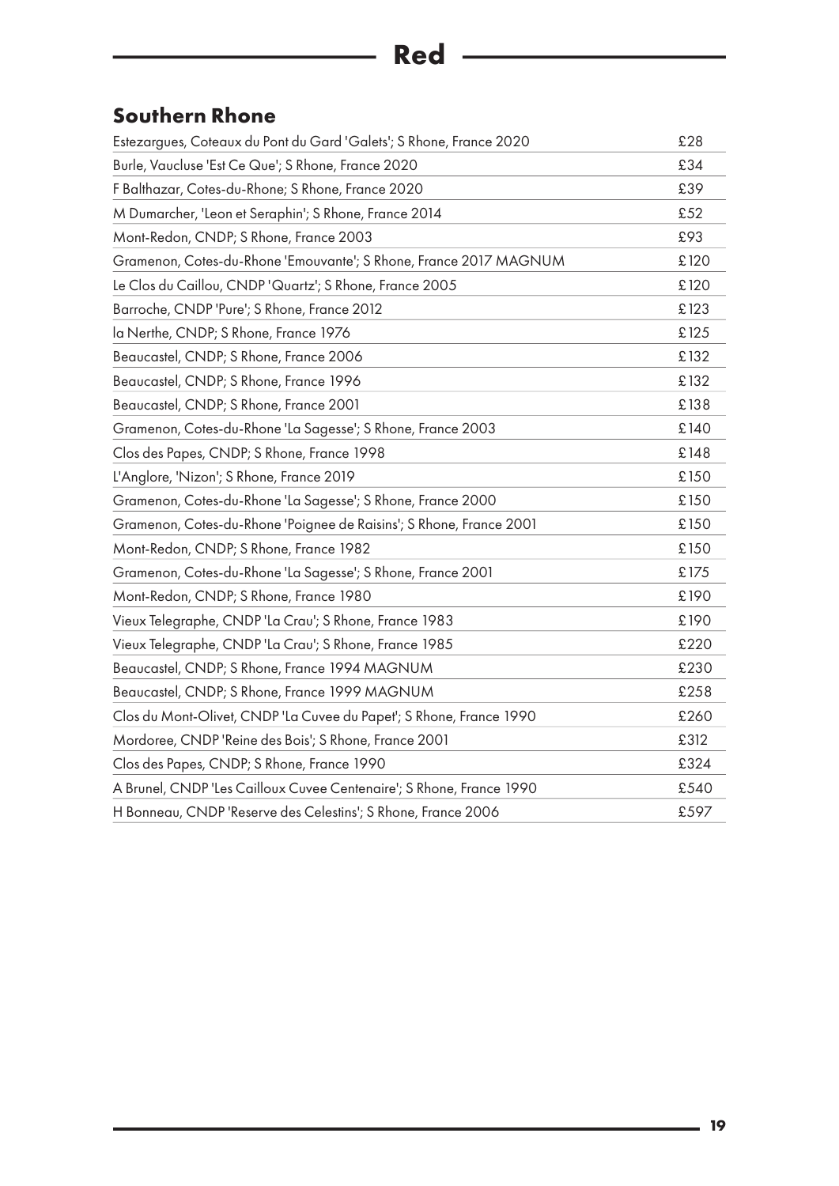# Red

## Southern Rhone

| | |
|---|---|
| Estezargues, Coteaux du Pont du Gard 'Galets'; S Rhone, France 2020 | £28 |
| Burle, Vaucluse 'Est Ce Que'; S Rhone, France 2020 | £34 |
| F Balthazar, Cotes-du-Rhone; S Rhone, France 2020 | £39 |
| M Dumarcher, 'Leon et Seraphin'; S Rhone, France 2014 | £52 |
| Mont-Redon, CNDP; S Rhone, France 2003 | £93 |
| Gramenon, Cotes-du-Rhone 'Emouvante'; S Rhone, France 2017 MAGNUM | £120 |
| Le Clos du Caillou, CNDP 'Quartz'; S Rhone, France 2005 | £120 |
| Barroche, CNDP 'Pure'; S Rhone, France 2012 | £123 |
| la Nerthe, CNDP; S Rhone, France 1976 | £125 |
| Beaucastel, CNDP; S Rhone, France 2006 | £132 |
| Beaucastel, CNDP; S Rhone, France 1996 | £132 |
| Beaucastel, CNDP; S Rhone, France 2001 | £138 |
| Gramenon, Cotes-du-Rhone 'La Sagesse'; S Rhone, France 2003 | £140 |
| Clos des Papes, CNDP; S Rhone, France 1998 | £148 |
| L'Anglore, 'Nizon'; S Rhone, France 2019 | £150 |
| Gramenon, Cotes-du-Rhone 'La Sagesse'; S Rhone, France 2000 | £150 |
| Gramenon, Cotes-du-Rhone 'Poignee de Raisins'; S Rhone, France 2001 | £150 |
| Mont-Redon, CNDP; S Rhone, France 1982 | £150 |
| Gramenon, Cotes-du-Rhone 'La Sagesse'; S Rhone, France 2001 | £175 |
| Mont-Redon, CNDP; S Rhone, France 1980 | £190 |
| Vieux Telegraphe, CNDP 'La Crau'; S Rhone, France 1983 | £190 |
| Vieux Telegraphe, CNDP 'La Crau'; S Rhone, France 1985 | £220 |
| Beaucastel, CNDP; S Rhone, France 1994 MAGNUM | £230 |
| Beaucastel, CNDP; S Rhone, France 1999 MAGNUM | £258 |
| Clos du Mont-Olivet, CNDP 'La Cuvee du Papet'; S Rhone, France 1990 | £260 |
| Mordoree, CNDP 'Reine des Bois'; S Rhone, France 2001 | £312 |
| Clos des Papes, CNDP; S Rhone, France 1990 | £324 |
| A Brunel, CNDP 'Les Cailloux Cuvee Centenaire'; S Rhone, France 1990 | £540 |
| H Bonneau, CNDP 'Reserve des Celestins'; S Rhone, France 2006 | £597 |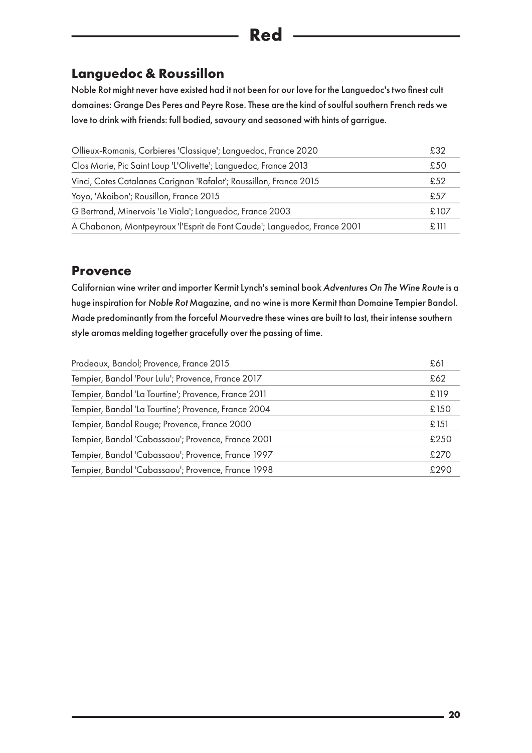# Red

## Languedoc & Roussillon

Noble Rot might never have existed had it not been for our love for the Languedoc's two finest cult domaines: Grange Des Peres and Peyre Rose. These are the kind of soulful southern French reds we love to drink with friends: full bodied, savoury and seasoned with hints of garrigue.

| Wine | Price |
|---|---|
| Ollieux-Romanis, Corbieres 'Classique'; Languedoc, France 2020 | £32 |
| Clos Marie, Pic Saint Loup 'L'Olivette'; Languedoc, France 2013 | £50 |
| Vinci, Cotes Catalanes Carignan 'Rafalot'; Roussillon, France 2015 | £52 |
| Yoyo, 'Akoibon'; Rousillon, France 2015 | £57 |
| G Bertrand, Minervois 'Le Viala'; Languedoc, France 2003 | £107 |
| A Chabanon, Montpeyroux 'l'Esprit de Font Caude'; Languedoc, France 2001 | £111 |

## Provence

Californian wine writer and importer Kermit Lynch's seminal book *Adventures On The Wine Route* is a huge inspiration for *Noble Rot* Magazine, and no wine is more Kermit than Domaine Tempier Bandol. Made predominantly from the forceful Mourvedre these wines are built to last, their intense southern style aromas melding together gracefully over the passing of time.

| Wine | Price |
|---|---|
| Pradeaux, Bandol; Provence, France 2015 | £61 |
| Tempier, Bandol 'Pour Lulu'; Provence, France 2017 | £62 |
| Tempier, Bandol 'La Tourtine'; Provence, France 2011 | £119 |
| Tempier, Bandol 'La Tourtine'; Provence, France 2004 | £150 |
| Tempier, Bandol Rouge; Provence, France 2000 | £151 |
| Tempier, Bandol 'Cabassaou'; Provence, France 2001 | £250 |
| Tempier, Bandol 'Cabassaou'; Provence, France 1997 | £270 |
| Tempier, Bandol 'Cabassaou'; Provence, France 1998 | £290 |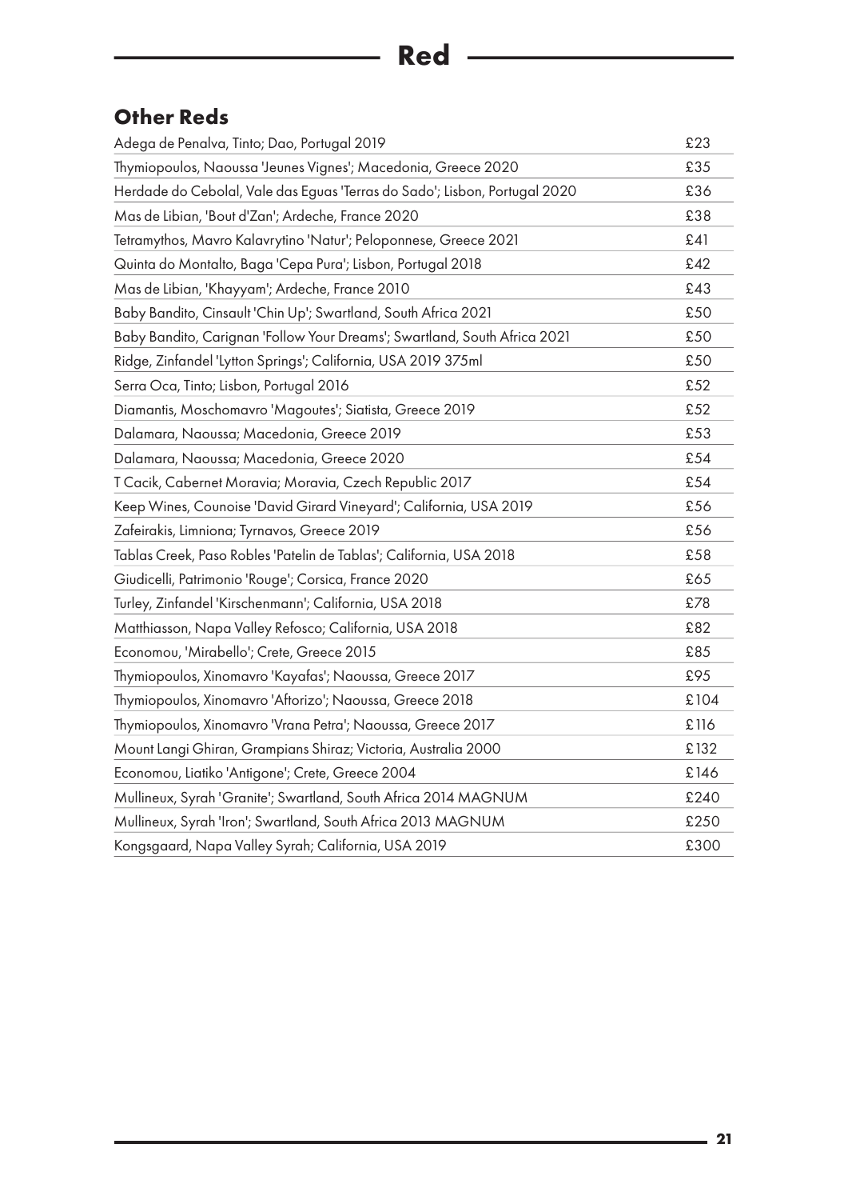# Red

## Other Reds

| | |
|---|---|
| Adega de Penalva, Tinto; Dao, Portugal 2019 | £23 |
| Thymiopoulos, Naoussa 'Jeunes Vignes'; Macedonia, Greece 2020 | £35 |
| Herdade do Cebolal, Vale das Eguas 'Terras do Sado'; Lisbon, Portugal 2020 | £36 |
| Mas de Libian, 'Bout d'Zan'; Ardeche, France 2020 | £38 |
| Tetramythos, Mavro Kalavrytino 'Natur'; Peloponnese, Greece 2021 | £41 |
| Quinta do Montalto, Baga 'Cepa Pura'; Lisbon, Portugal 2018 | £42 |
| Mas de Libian, 'Khayyam'; Ardeche, France 2010 | £43 |
| Baby Bandito, Cinsault 'Chin Up'; Swartland, South Africa 2021 | £50 |
| Baby Bandito, Carignan 'Follow Your Dreams'; Swartland, South Africa 2021 | £50 |
| Ridge, Zinfandel 'Lytton Springs'; California, USA 2019 375ml | £50 |
| Serra Oca, Tinto; Lisbon, Portugal 2016 | £52 |
| Diamantis, Moschomavro 'Magoutes'; Siatista, Greece 2019 | £52 |
| Dalamara, Naoussa; Macedonia, Greece 2019 | £53 |
| Dalamara, Naoussa; Macedonia, Greece 2020 | £54 |
| T Cacik, Cabernet Moravia; Moravia, Czech Republic 2017 | £54 |
| Keep Wines, Counoise 'David Girard Vineyard'; California, USA 2019 | £56 |
| Zafeirakis, Limniona; Tyrnavos, Greece 2019 | £56 |
| Tablas Creek, Paso Robles 'Patelin de Tablas'; California, USA 2018 | £58 |
| Giudicelli, Patrimonio 'Rouge'; Corsica, France 2020 | £65 |
| Turley, Zinfandel 'Kirschenmann'; California, USA 2018 | £78 |
| Matthiasson, Napa Valley Refosco; California, USA 2018 | £82 |
| Economou, 'Mirabello'; Crete, Greece 2015 | £85 |
| Thymiopoulos, Xinomavro 'Kayafas'; Naoussa, Greece 2017 | £95 |
| Thymiopoulos, Xinomavro 'Aftorizo'; Naoussa, Greece 2018 | £104 |
| Thymiopoulos, Xinomavro 'Vrana Petra'; Naoussa, Greece 2017 | £116 |
| Mount Langi Ghiran, Grampians Shiraz; Victoria, Australia 2000 | £132 |
| Economou, Liatiko 'Antigone'; Crete, Greece 2004 | £146 |
| Mullineux, Syrah 'Granite'; Swartland, South Africa 2014 MAGNUM | £240 |
| Mullineux, Syrah 'Iron'; Swartland, South Africa 2013 MAGNUM | £250 |
| Kongsgaard, Napa Valley Syrah; California, USA 2019 | £300 |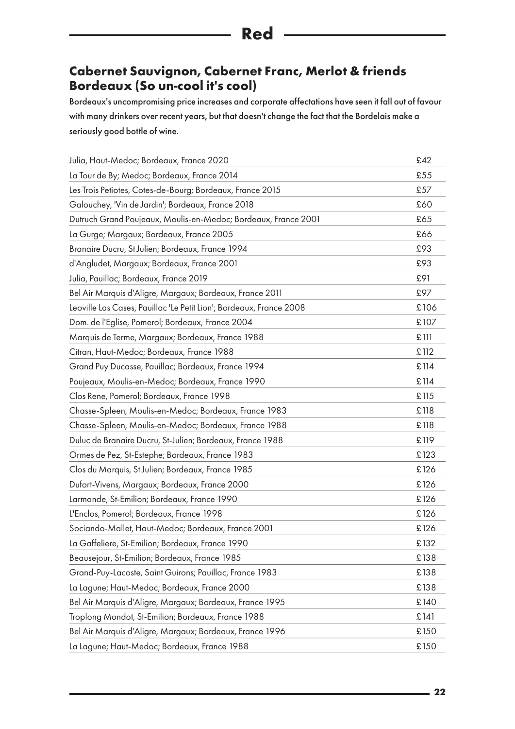# Red

## Cabernet Sauvignon, Cabernet Franc, Merlot & friends
## Bordeaux (So un-cool it's cool)

Bordeaux's uncompromising price increases and corporate affectations have seen it fall out of favour with many drinkers over recent years, but that doesn't change the fact that the Bordelais make a seriously good bottle of wine.

| | |
|---|---|
| Julia, Haut-Medoc; Bordeaux, France 2020 | £42 |
| La Tour de By; Medoc; Bordeaux, France 2014 | £55 |
| Les Trois Petiotes, Cotes-de-Bourg; Bordeaux, France 2015 | £57 |
| Galouchey, 'Vin de Jardin'; Bordeaux, France 2018 | £60 |
| Dutruch Grand Poujeaux, Moulis-en-Medoc; Bordeaux, France 2001 | £65 |
| La Gurge; Margaux; Bordeaux, France 2005 | £66 |
| Branaire Ducru, St Julien; Bordeaux, France 1994 | £93 |
| d'Angludet, Margaux; Bordeaux, France 2001 | £93 |
| Julia, Pauillac; Bordeaux, France 2019 | £91 |
| Bel Air Marquis d'Aligre, Margaux; Bordeaux, France 2011 | £97 |
| Leoville Las Cases, Pauillac 'Le Petit Lion'; Bordeaux, France 2008 | £106 |
| Dom. de l'Eglise, Pomerol; Bordeaux, France 2004 | £107 |
| Marquis de Terme, Margaux; Bordeaux, France 1988 | £111 |
| Citran, Haut-Medoc; Bordeaux, France 1988 | £112 |
| Grand Puy Ducasse, Pauillac; Bordeaux, France 1994 | £114 |
| Poujeaux, Moulis-en-Medoc; Bordeaux, France 1990 | £114 |
| Clos Rene, Pomerol; Bordeaux, France 1998 | £115 |
| Chasse-Spleen, Moulis-en-Medoc; Bordeaux, France 1983 | £118 |
| Chasse-Spleen, Moulis-en-Medoc; Bordeaux, France 1988 | £118 |
| Duluc de Branaire Ducru, St-Julien; Bordeaux, France 1988 | £119 |
| Ormes de Pez, St-Estephe; Bordeaux, France 1983 | £123 |
| Clos du Marquis, St Julien; Bordeaux, France 1985 | £126 |
| Dufort-Vivens, Margaux; Bordeaux, France 2000 | £126 |
| Larmande, St-Emilion; Bordeaux, France 1990 | £126 |
| L'Enclos, Pomerol; Bordeaux, France 1998 | £126 |
| Sociando-Mallet, Haut-Medoc; Bordeaux, France 2001 | £126 |
| La Gaffeliere, St-Emilion; Bordeaux, France 1990 | £132 |
| Beausejour, St-Emilion; Bordeaux, France 1985 | £138 |
| Grand-Puy-Lacoste, Saint Guirons; Pauillac, France 1983 | £138 |
| La Lagune; Haut-Medoc; Bordeaux, France 2000 | £138 |
| Bel Air Marquis d'Aligre, Margaux; Bordeaux, France 1995 | £140 |
| Troplong Mondot, St-Emilion; Bordeaux, France 1988 | £141 |
| Bel Air Marquis d'Aligre, Margaux; Bordeaux, France 1996 | £150 |
| La Lagune; Haut-Medoc; Bordeaux, France 1988 | £150 |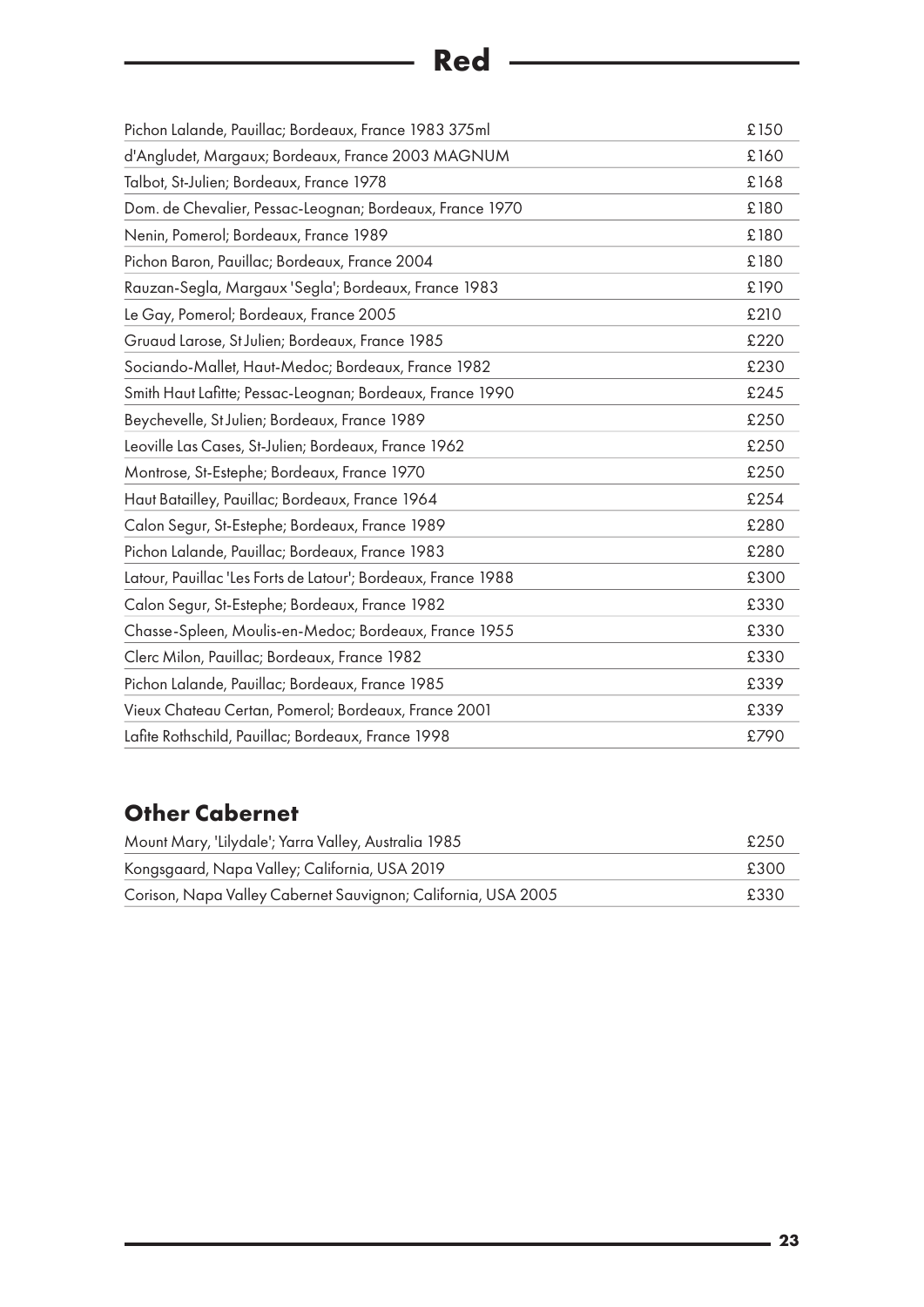## Red

| | |
|---|---|
| Pichon Lalande, Pauillac; Bordeaux, France 1983 375ml | £150 |
| d'Angludet, Margaux; Bordeaux, France 2003 MAGNUM | £160 |
| Talbot, St-Julien; Bordeaux, France 1978 | £168 |
| Dom. de Chevalier, Pessac-Leognan; Bordeaux, France 1970 | £180 |
| Nenin, Pomerol; Bordeaux, France 1989 | £180 |
| Pichon Baron, Pauillac; Bordeaux, France 2004 | £180 |
| Rauzan-Segla, Margaux 'Segla'; Bordeaux, France 1983 | £190 |
| Le Gay, Pomerol; Bordeaux, France 2005 | £210 |
| Gruaud Larose, St Julien; Bordeaux, France 1985 | £220 |
| Sociando-Mallet, Haut-Medoc; Bordeaux, France 1982 | £230 |
| Smith Haut Lafitte; Pessac-Leognan; Bordeaux, France 1990 | £245 |
| Beychevelle, St Julien; Bordeaux, France 1989 | £250 |
| Leoville Las Cases, St-Julien; Bordeaux, France 1962 | £250 |
| Montrose, St-Estephe; Bordeaux, France 1970 | £250 |
| Haut Batailley, Pauillac; Bordeaux, France 1964 | £254 |
| Calon Segur, St-Estephe; Bordeaux, France 1989 | £280 |
| Pichon Lalande, Pauillac; Bordeaux, France 1983 | £280 |
| Latour, Pauillac 'Les Forts de Latour'; Bordeaux, France 1988 | £300 |
| Calon Segur, St-Estephe; Bordeaux, France 1982 | £330 |
| Chasse-Spleen, Moulis-en-Medoc; Bordeaux, France 1955 | £330 |
| Clerc Milon, Pauillac; Bordeaux, France 1982 | £330 |
| Pichon Lalande, Pauillac; Bordeaux, France 1985 | £339 |
| Vieux Chateau Certan, Pomerol; Bordeaux, France 2001 | £339 |
| Lafite Rothschild, Pauillac; Bordeaux, France 1998 | £790 |

### Other Cabernet

| | |
|---|---|
| Mount Mary, 'Lilydale'; Yarra Valley, Australia 1985 | £250 |
| Kongsgaard, Napa Valley; California, USA 2019 | £300 |
| Corison, Napa Valley Cabernet Sauvignon; California, USA 2005 | £330 |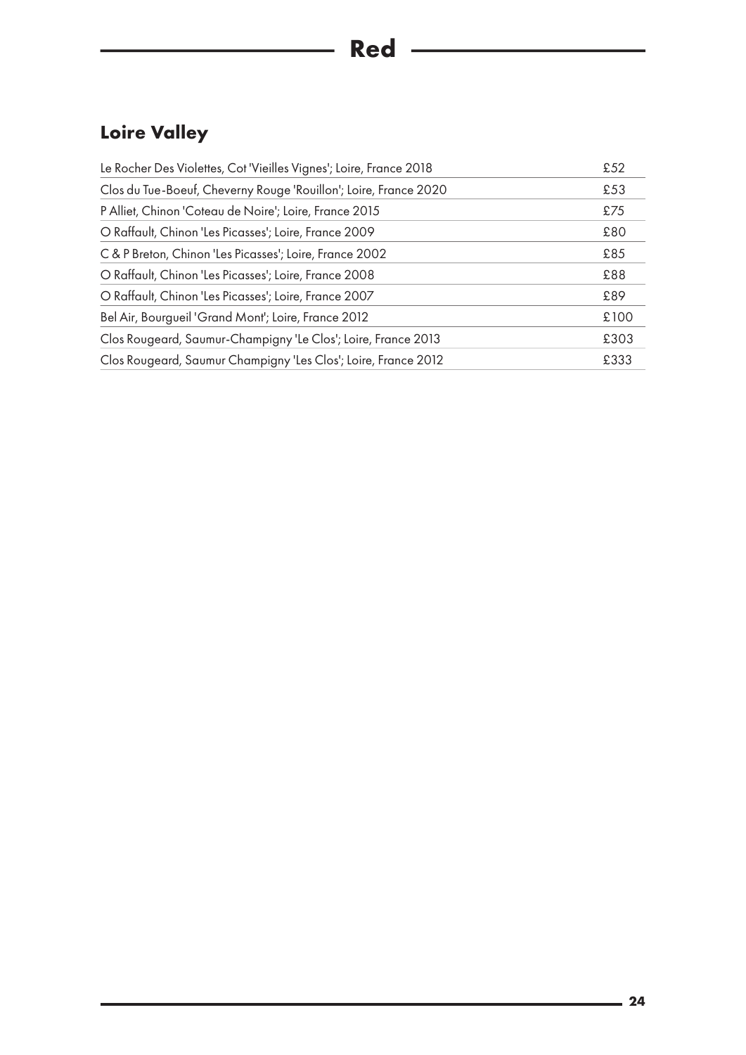# Red

## Loire Valley

| | |
|---|---|
| Le Rocher Des Violettes, Cot 'Vieilles Vignes'; Loire, France 2018 | £52 |
| Clos du Tue-Boeuf, Cheverny Rouge 'Rouillon'; Loire, France 2020 | £53 |
| P Alliet, Chinon 'Coteau de Noire'; Loire, France 2015 | £75 |
| O Raffault, Chinon 'Les Picasses'; Loire, France 2009 | £80 |
| C & P Breton, Chinon 'Les Picasses'; Loire, France 2002 | £85 |
| O Raffault, Chinon 'Les Picasses'; Loire, France 2008 | £88 |
| O Raffault, Chinon 'Les Picasses'; Loire, France 2007 | £89 |
| Bel Air, Bourgueil 'Grand Mont'; Loire, France 2012 | £100 |
| Clos Rougeard, Saumur-Champigny 'Le Clos'; Loire, France 2013 | £303 |
| Clos Rougeard, Saumur Champigny 'Les Clos'; Loire, France 2012 | £333 |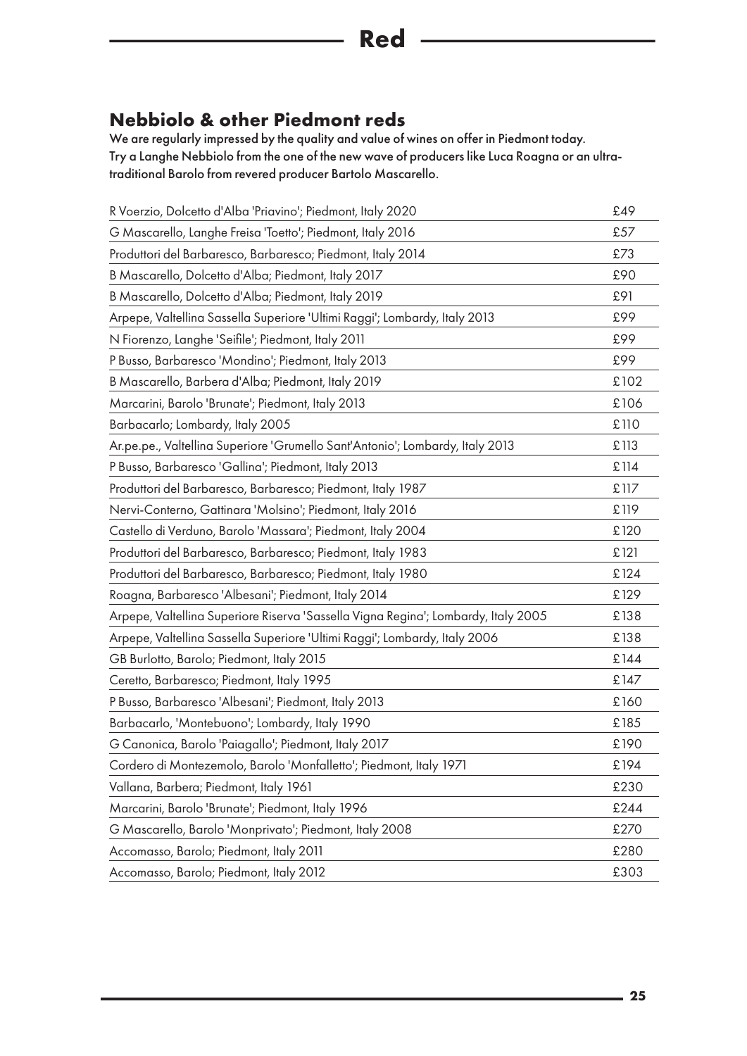# Red

## Nebbiolo & other Piedmont reds

We are regularly impressed by the quality and value of wines on offer in Piedmont today. Try a Langhe Nebbiolo from the one of the new wave of producers like Luca Roagna or an ultra-traditional Barolo from revered producer Bartolo Mascarello.

| Wine | Price |
|---|---|
| R Voerzio, Dolcetto d'Alba 'Priavino'; Piedmont, Italy 2020 | £49 |
| G Mascarello, Langhe Freisa 'Toetto'; Piedmont, Italy 2016 | £57 |
| Produttori del Barbaresco, Barbaresco; Piedmont, Italy 2014 | £73 |
| B Mascarello, Dolcetto d'Alba; Piedmont, Italy 2017 | £90 |
| B Mascarello, Dolcetto d'Alba; Piedmont, Italy 2019 | £91 |
| Arpepe, Valtellina Sassella Superiore 'Ultimi Raggi'; Lombardy, Italy 2013 | £99 |
| N Fiorenzo, Langhe 'Seifile'; Piedmont, Italy 2011 | £99 |
| P Busso, Barbaresco 'Mondino'; Piedmont, Italy 2013 | £99 |
| B Mascarello, Barbera d'Alba; Piedmont, Italy 2019 | £102 |
| Marcarini, Barolo 'Brunate'; Piedmont, Italy 2013 | £106 |
| Barbacarlo; Lombardy, Italy 2005 | £110 |
| Ar.pe.pe., Valtellina Superiore 'Grumello Sant'Antonio'; Lombardy, Italy 2013 | £113 |
| P Busso, Barbaresco 'Gallina'; Piedmont, Italy 2013 | £114 |
| Produttori del Barbaresco, Barbaresco; Piedmont, Italy 1987 | £117 |
| Nervi-Conterno, Gattinara 'Molsino'; Piedmont, Italy 2016 | £119 |
| Castello di Verduno, Barolo 'Massara'; Piedmont, Italy 2004 | £120 |
| Produttori del Barbaresco, Barbaresco; Piedmont, Italy 1983 | £121 |
| Produttori del Barbaresco, Barbaresco; Piedmont, Italy 1980 | £124 |
| Roagna, Barbaresco 'Albesani'; Piedmont, Italy 2014 | £129 |
| Arpepe, Valtellina Superiore Riserva 'Sassella Vigna Regina'; Lombardy, Italy 2005 | £138 |
| Arpepe, Valtellina Sassella Superiore 'Ultimi Raggi'; Lombardy, Italy 2006 | £138 |
| GB Burlotto, Barolo; Piedmont, Italy 2015 | £144 |
| Ceretto, Barbaresco; Piedmont, Italy 1995 | £147 |
| P Busso, Barbaresco 'Albesani'; Piedmont, Italy 2013 | £160 |
| Barbacarlo, 'Montebuono'; Lombardy, Italy 1990 | £185 |
| G Canonica, Barolo 'Paiagallo'; Piedmont, Italy 2017 | £190 |
| Cordero di Montezemolo, Barolo 'Monfalletto'; Piedmont, Italy 1971 | £194 |
| Vallana, Barbera; Piedmont, Italy 1961 | £230 |
| Marcarini, Barolo 'Brunate'; Piedmont, Italy 1996 | £244 |
| G Mascarello, Barolo 'Monprivato'; Piedmont, Italy 2008 | £270 |
| Accomasso, Barolo; Piedmont, Italy 2011 | £280 |
| Accomasso, Barolo; Piedmont, Italy 2012 | £303 |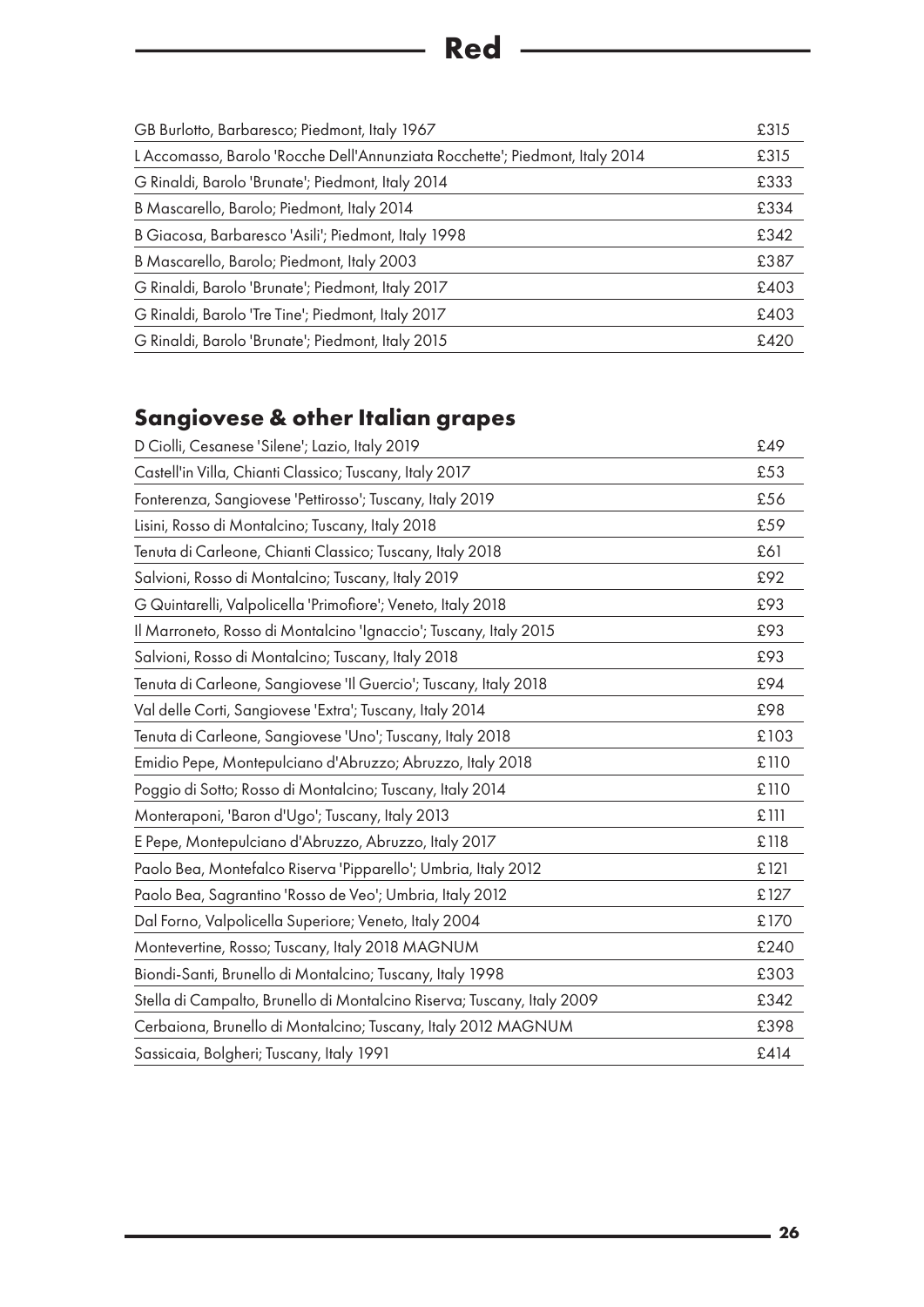# Red

| | |
|---|---|
| GB Burlotto, Barbaresco; Piedmont, Italy 1967 | £315 |
| L Accomasso, Barolo 'Rocche Dell'Annunziata Rocchette'; Piedmont, Italy 2014 | £315 |
| G Rinaldi, Barolo 'Brunate'; Piedmont, Italy 2014 | £333 |
| B Mascarello, Barolo; Piedmont, Italy 2014 | £334 |
| B Giacosa, Barbaresco 'Asili'; Piedmont, Italy 1998 | £342 |
| B Mascarello, Barolo; Piedmont, Italy 2003 | £387 |
| G Rinaldi, Barolo 'Brunate'; Piedmont, Italy 2017 | £403 |
| G Rinaldi, Barolo 'Tre Tine'; Piedmont, Italy 2017 | £403 |
| G Rinaldi, Barolo 'Brunate'; Piedmont, Italy 2015 | £420 |

## Sangiovese & other Italian grapes

| | |
|---|---|
| D Ciolli, Cesanese 'Silene'; Lazio, Italy 2019 | £49 |
| Castell'in Villa, Chianti Classico; Tuscany, Italy 2017 | £53 |
| Fonterenza, Sangiovese 'Pettirosso'; Tuscany, Italy 2019 | £56 |
| Lisini, Rosso di Montalcino; Tuscany, Italy 2018 | £59 |
| Tenuta di Carleone, Chianti Classico; Tuscany, Italy 2018 | £61 |
| Salvioni, Rosso di Montalcino; Tuscany, Italy 2019 | £92 |
| G Quintarelli, Valpolicella 'Primofiore'; Veneto, Italy 2018 | £93 |
| Il Marroneto, Rosso di Montalcino 'Ignaccio'; Tuscany, Italy 2015 | £93 |
| Salvioni, Rosso di Montalcino; Tuscany, Italy 2018 | £93 |
| Tenuta di Carleone, Sangiovese 'Il Guercio'; Tuscany, Italy 2018 | £94 |
| Val delle Corti, Sangiovese 'Extra'; Tuscany, Italy 2014 | £98 |
| Tenuta di Carleone, Sangiovese 'Uno'; Tuscany, Italy 2018 | £103 |
| Emidio Pepe, Montepulciano d'Abruzzo; Abruzzo, Italy 2018 | £110 |
| Poggio di Sotto; Rosso di Montalcino; Tuscany, Italy 2014 | £110 |
| Monteraponi, 'Baron d'Ugo'; Tuscany, Italy 2013 | £111 |
| E Pepe, Montepulciano d'Abruzzo, Abruzzo, Italy 2017 | £118 |
| Paolo Bea, Montefalco Riserva 'Pipparello'; Umbria, Italy 2012 | £121 |
| Paolo Bea, Sagrantino 'Rosso de Veo'; Umbria, Italy 2012 | £127 |
| Dal Forno, Valpolicella Superiore; Veneto, Italy 2004 | £170 |
| Montevertine, Rosso; Tuscany, Italy 2018 MAGNUM | £240 |
| Biondi-Santi, Brunello di Montalcino; Tuscany, Italy 1998 | £303 |
| Stella di Campalto, Brunello di Montalcino Riserva; Tuscany, Italy 2009 | £342 |
| Cerbaiona, Brunello di Montalcino; Tuscany, Italy 2012 MAGNUM | £398 |
| Sassicaia, Bolgheri; Tuscany, Italy 1991 | £414 |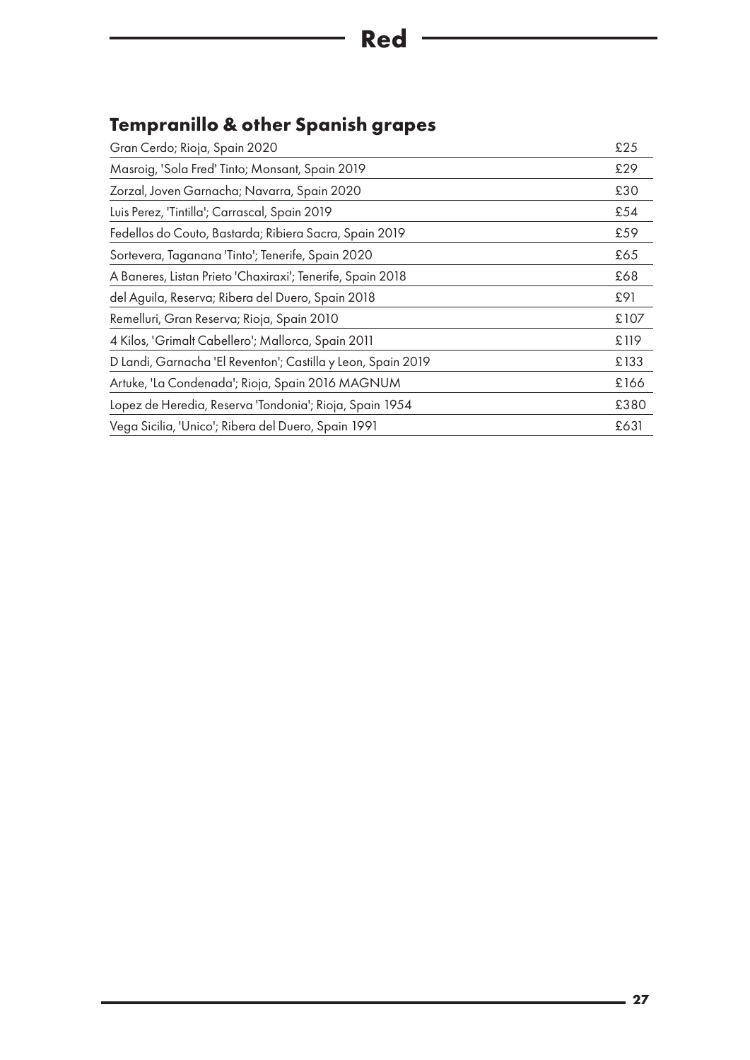# Red

## Tempranillo & other Spanish grapes

| Wine | Price |
| --- | --- |
| Gran Cerdo; Rioja, Spain 2020 | £25 |
| Masroig, 'Sola Fred' Tinto; Monsant, Spain 2019 | £29 |
| Zorzal, Joven Garnacha; Navarra, Spain 2020 | £30 |
| Luis Perez, 'Tintilla'; Carrascal, Spain 2019 | £54 |
| Fedellos do Couto, Bastarda; Ribiera Sacra, Spain 2019 | £59 |
| Sortevera, Taganana 'Tinto'; Tenerife, Spain 2020 | £65 |
| A Baneres, Listan Prieto 'Chaxiraxi'; Tenerife, Spain 2018 | £68 |
| del Aguila, Reserva; Ribera del Duero, Spain 2018 | £91 |
| Remelluri, Gran Reserva; Rioja, Spain 2010 | £107 |
| 4 Kilos, 'Grimalt Cabellero'; Mallorca, Spain 2011 | £119 |
| D Landi, Garnacha 'El Reventon'; Castilla y Leon, Spain 2019 | £133 |
| Artuke, 'La Condenada'; Rioja, Spain 2016 MAGNUM | £166 |
| Lopez de Heredia, Reserva 'Tondonia'; Rioja, Spain 1954 | £380 |
| Vega Sicilia, 'Unico'; Ribera del Duero, Spain 1991 | £631 |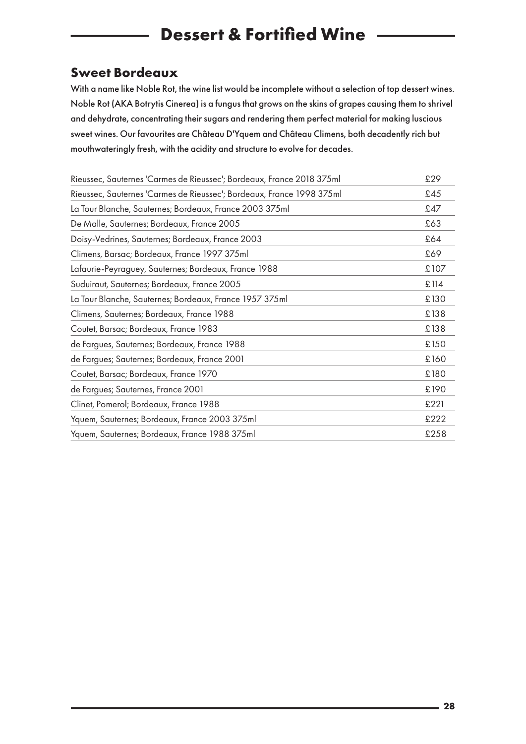# Dessert & Fortified Wine

## Sweet Bordeaux

With a name like Noble Rot, the wine list would be incomplete without a selection of top dessert wines. Noble Rot (AKA Botrytis Cinerea) is a fungus that grows on the skins of grapes causing them to shrivel and dehydrate, concentrating their sugars and rendering them perfect material for making luscious sweet wines. Our favourites are Château D'Yquem and Château Climens, both decadently rich but mouthwateringly fresh, with the acidity and structure to evolve for decades.

| | |
|---|---|
| Rieussec, Sauternes 'Carmes de Rieussec'; Bordeaux, France 2018 375ml | £29 |
| Rieussec, Sauternes 'Carmes de Rieussec'; Bordeaux, France 1998 375ml | £45 |
| La Tour Blanche, Sauternes; Bordeaux, France 2003 375ml | £47 |
| De Malle, Sauternes; Bordeaux, France 2005 | £63 |
| Doisy-Vedrines, Sauternes; Bordeaux, France 2003 | £64 |
| Climens, Barsac; Bordeaux, France 1997 375ml | £69 |
| Lafaurie-Peyraguey, Sauternes; Bordeaux, France 1988 | £107 |
| Suduiraut, Sauternes; Bordeaux, France 2005 | £114 |
| La Tour Blanche, Sauternes; Bordeaux, France 1957 375ml | £130 |
| Climens, Sauternes; Bordeaux, France 1988 | £138 |
| Coutet, Barsac; Bordeaux, France 1983 | £138 |
| de Fargues, Sauternes; Bordeaux, France 1988 | £150 |
| de Fargues; Sauternes; Bordeaux, France 2001 | £160 |
| Coutet, Barsac; Bordeaux, France 1970 | £180 |
| de Fargues; Sauternes, France 2001 | £190 |
| Clinet, Pomerol; Bordeaux, France 1988 | £221 |
| Yquem, Sauternes; Bordeaux, France 2003 375ml | £222 |
| Yquem, Sauternes; Bordeaux, France 1988 375ml | £258 |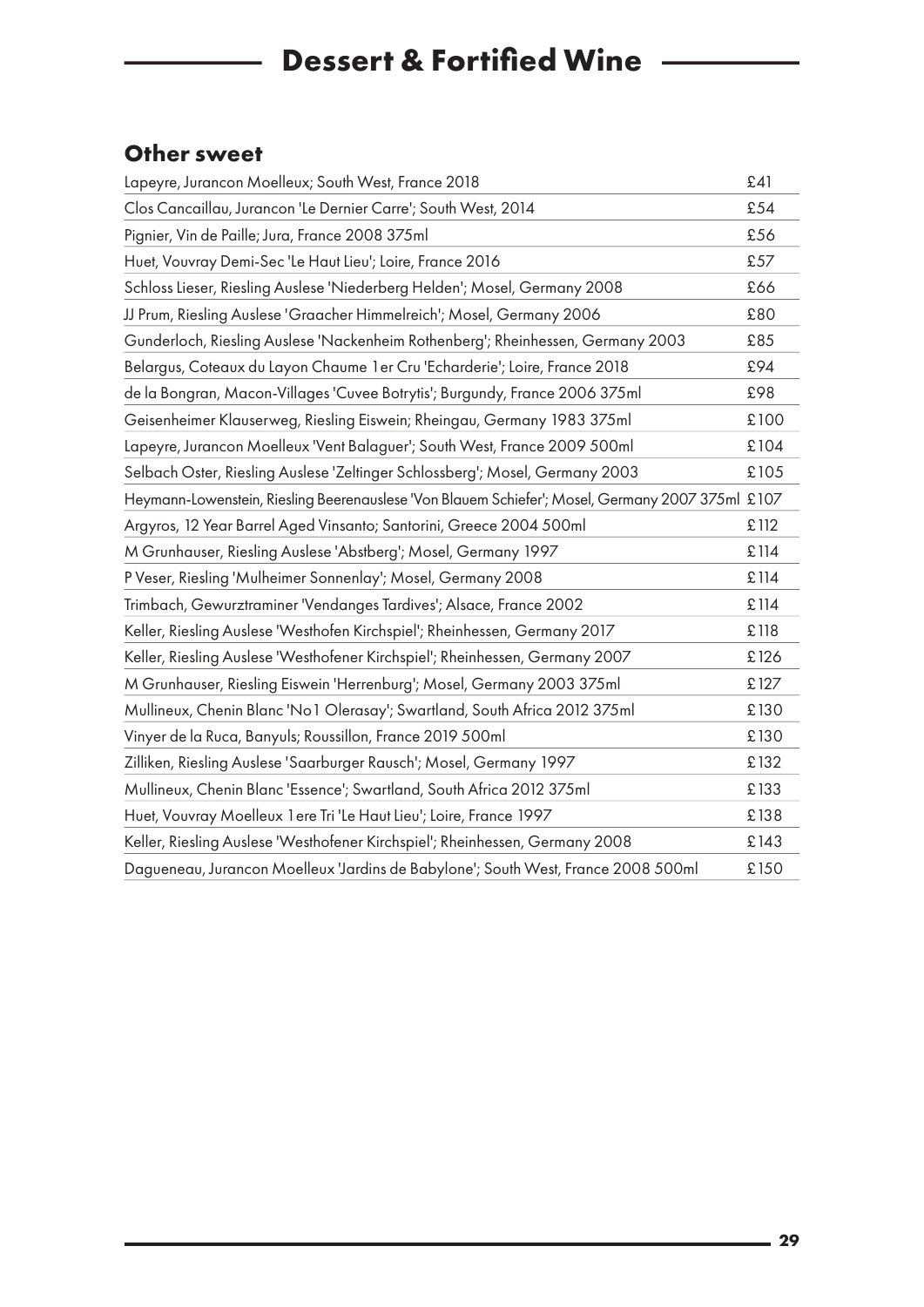# Dessert & Fortified Wine

## Other sweet

| | |
|---|---|
| Lapeyre, Jurancon Moelleux; South West, France 2018 | £41 |
| Clos Cancaillau, Jurancon 'Le Dernier Carre'; South West, 2014 | £54 |
| Pignier, Vin de Paille; Jura, France 2008 375ml | £56 |
| Huet, Vouvray Demi-Sec 'Le Haut Lieu'; Loire, France 2016 | £57 |
| Schloss Lieser, Riesling Auslese 'Niederberg Helden'; Mosel, Germany 2008 | £66 |
| JJ Prum, Riesling Auslese 'Graacher Himmelreich'; Mosel, Germany 2006 | £80 |
| Gunderloch, Riesling Auslese 'Nackenheim Rothenberg'; Rheinhessen, Germany 2003 | £85 |
| Belargus, Coteaux du Layon Chaume 1er Cru 'Echarderie'; Loire, France 2018 | £94 |
| de la Bongran, Macon-Villages 'Cuvee Botrytis'; Burgundy, France 2006 375ml | £98 |
| Geisenheimer Klauserweg, Riesling Eiswein; Rheingau, Germany 1983 375ml | £100 |
| Lapeyre, Jurancon Moelleux 'Vent Balaguer'; South West, France 2009 500ml | £104 |
| Selbach Oster, Riesling Auslese 'Zeltinger Schlossberg'; Mosel, Germany 2003 | £105 |
| Heymann-Lowenstein, Riesling Beerenauslese 'Von Blauem Schiefer'; Mosel, Germany 2007 375ml | £107 |
| Argyros, 12 Year Barrel Aged Vinsanto; Santorini, Greece 2004 500ml | £112 |
| M Grunhauser, Riesling Auslese 'Abstberg'; Mosel, Germany 1997 | £114 |
| P Veser, Riesling 'Mulheimer Sonnenlay'; Mosel, Germany 2008 | £114 |
| Trimbach, Gewurztraminer 'Vendanges Tardives'; Alsace, France 2002 | £114 |
| Keller, Riesling Auslese 'Westhofen Kirchspiel'; Rheinhessen, Germany 2017 | £118 |
| Keller, Riesling Auslese 'Westhofener Kirchspiel'; Rheinhessen, Germany 2007 | £126 |
| M Grunhauser, Riesling Eiswein 'Herrenburg'; Mosel, Germany 2003 375ml | £127 |
| Mullineux, Chenin Blanc 'No1 Olerasay'; Swartland, South Africa 2012 375ml | £130 |
| Vinyer de la Ruca, Banyuls; Roussillon, France 2019 500ml | £130 |
| Zilliken, Riesling Auslese 'Saarburger Rausch'; Mosel, Germany 1997 | £132 |
| Mullineux, Chenin Blanc 'Essence'; Swartland, South Africa 2012 375ml | £133 |
| Huet, Vouvray Moelleux 1ere Tri 'Le Haut Lieu'; Loire, France 1997 | £138 |
| Keller, Riesling Auslese 'Westhofener Kirchspiel'; Rheinhessen, Germany 2008 | £143 |
| Dagueneau, Jurancon Moelleux 'Jardins de Babylone'; South West, France 2008 500ml | £150 |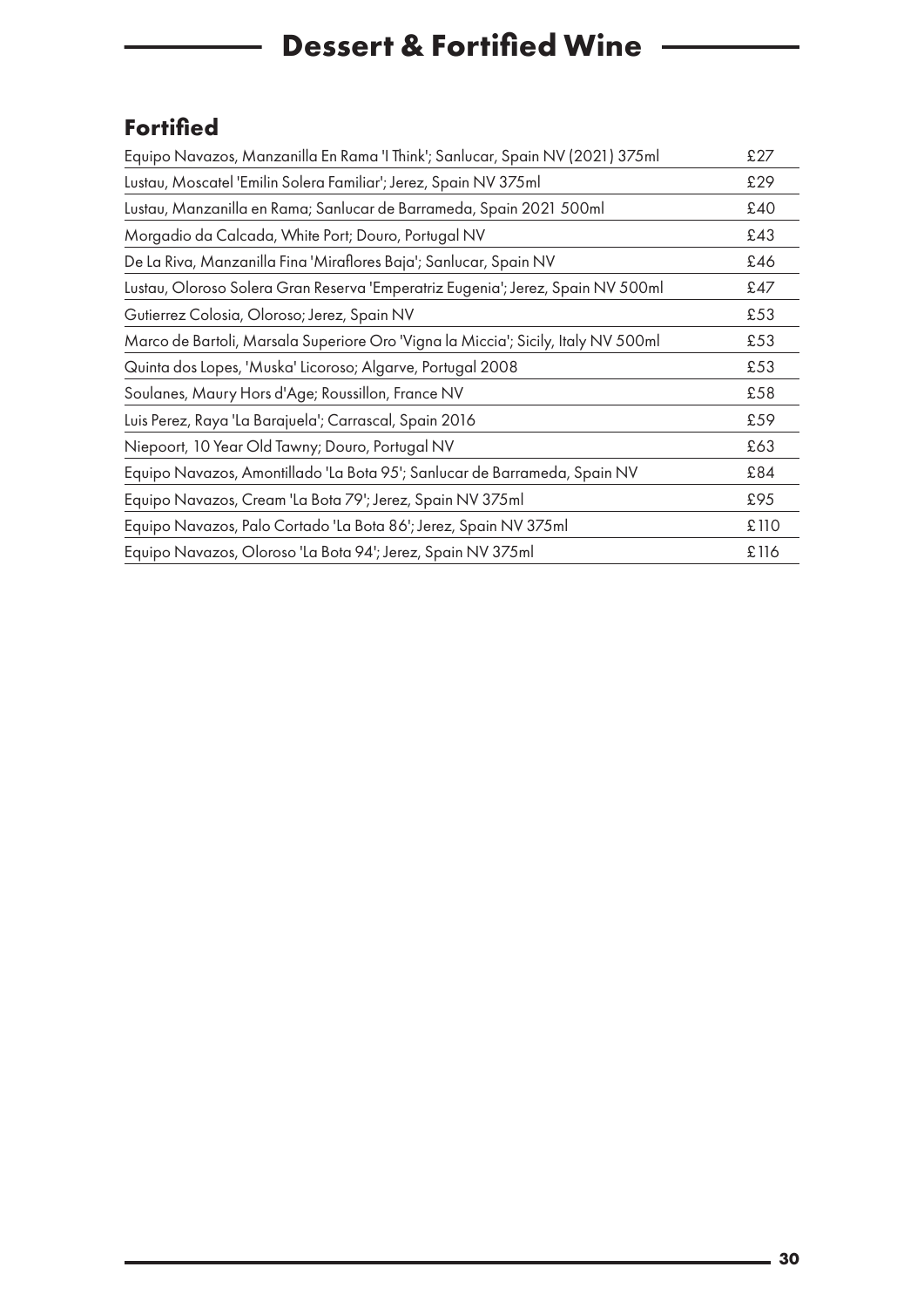# Dessert & Fortified Wine

## Fortified

| Wine | Price |
|---|---|
| Equipo Navazos, Manzanilla En Rama 'I Think'; Sanlucar, Spain NV (2021) 375ml | £27 |
| Lustau, Moscatel 'Emilin Solera Familiar'; Jerez, Spain NV 375ml | £29 |
| Lustau, Manzanilla en Rama; Sanlucar de Barrameda, Spain 2021 500ml | £40 |
| Morgadio da Calcada, White Port; Douro, Portugal NV | £43 |
| De La Riva, Manzanilla Fina 'Miraflores Baja'; Sanlucar, Spain NV | £46 |
| Lustau, Oloroso Solera Gran Reserva 'Emperatriz Eugenia'; Jerez, Spain NV 500ml | £47 |
| Gutierrez Colosia, Oloroso; Jerez, Spain NV | £53 |
| Marco de Bartoli, Marsala Superiore Oro 'Vigna la Miccia'; Sicily, Italy NV 500ml | £53 |
| Quinta dos Lopes, 'Muska' Licoroso; Algarve, Portugal 2008 | £53 |
| Soulanes, Maury Hors d'Age; Roussillon, France NV | £58 |
| Luis Perez, Raya 'La Barajuela'; Carrascal, Spain 2016 | £59 |
| Niepoort, 10 Year Old Tawny; Douro, Portugal NV | £63 |
| Equipo Navazos, Amontillado 'La Bota 95'; Sanlucar de Barrameda, Spain NV | £84 |
| Equipo Navazos, Cream 'La Bota 79'; Jerez, Spain NV 375ml | £95 |
| Equipo Navazos, Palo Cortado 'La Bota 86'; Jerez, Spain NV 375ml | £110 |
| Equipo Navazos, Oloroso 'La Bota 94'; Jerez, Spain NV 375ml | £116 |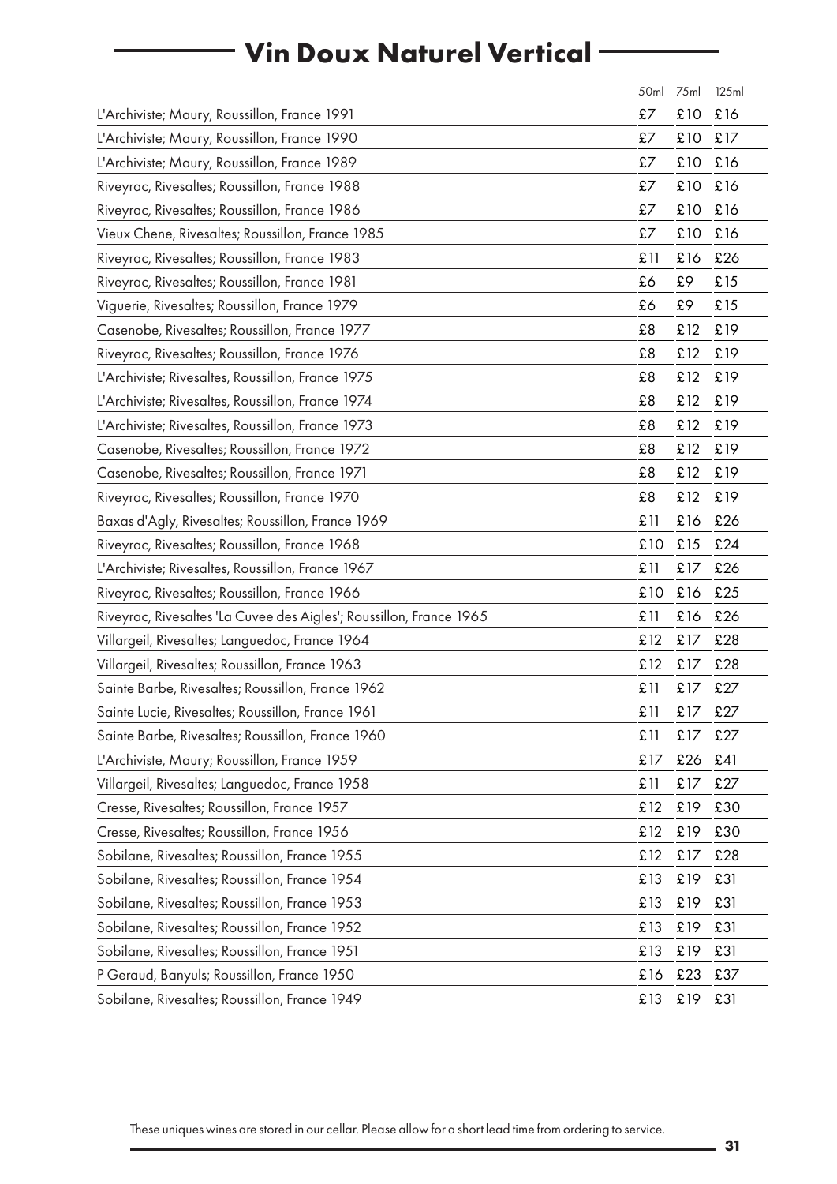# Vin Doux Naturel Vertical

| | 50ml | 75ml | 125ml |
|---|---|---|---|
| L'Archiviste; Maury, Roussillon, France 1991 | £7 | £10 | £16 |
| L'Archiviste; Maury, Roussillon, France 1990 | £7 | £10 | £17 |
| L'Archiviste; Maury, Roussillon, France 1989 | £7 | £10 | £16 |
| Riveyrac, Rivesaltes; Roussillon, France 1988 | £7 | £10 | £16 |
| Riveyrac, Rivesaltes; Roussillon, France 1986 | £7 | £10 | £16 |
| Vieux Chene, Rivesaltes; Roussillon, France 1985 | £7 | £10 | £16 |
| Riveyrac, Rivesaltes; Roussillon, France 1983 | £11 | £16 | £26 |
| Riveyrac, Rivesaltes; Roussillon, France 1981 | £6 | £9 | £15 |
| Viguerie, Rivesaltes; Roussillon, France 1979 | £6 | £9 | £15 |
| Casenobe, Rivesaltes; Roussillon, France 1977 | £8 | £12 | £19 |
| Riveyrac, Rivesaltes; Roussillon, France 1976 | £8 | £12 | £19 |
| L'Archiviste; Rivesaltes, Roussillon, France 1975 | £8 | £12 | £19 |
| L'Archiviste; Rivesaltes, Roussillon, France 1974 | £8 | £12 | £19 |
| L'Archiviste; Rivesaltes, Roussillon, France 1973 | £8 | £12 | £19 |
| Casenobe, Rivesaltes; Roussillon, France 1972 | £8 | £12 | £19 |
| Casenobe, Rivesaltes; Roussillon, France 1971 | £8 | £12 | £19 |
| Riveyrac, Rivesaltes; Roussillon, France 1970 | £8 | £12 | £19 |
| Baxas d'Agly, Rivesaltes; Roussillon, France 1969 | £11 | £16 | £26 |
| Riveyrac, Rivesaltes; Roussillon, France 1968 | £10 | £15 | £24 |
| L'Archiviste; Rivesaltes, Roussillon, France 1967 | £11 | £17 | £26 |
| Riveyrac, Rivesaltes; Roussillon, France 1966 | £10 | £16 | £25 |
| Riveyrac, Rivesaltes 'La Cuvee des Aigles'; Roussillon, France 1965 | £11 | £16 | £26 |
| Villargeil, Rivesaltes; Languedoc, France 1964 | £12 | £17 | £28 |
| Villargeil, Rivesaltes; Roussillon, France 1963 | £12 | £17 | £28 |
| Sainte Barbe, Rivesaltes; Roussillon, France 1962 | £11 | £17 | £27 |
| Sainte Lucie, Rivesaltes; Roussillon, France 1961 | £11 | £17 | £27 |
| Sainte Barbe, Rivesaltes; Roussillon, France 1960 | £11 | £17 | £27 |
| L'Archiviste, Maury; Roussillon, France 1959 | £17 | £26 | £41 |
| Villargeil, Rivesaltes; Languedoc, France 1958 | £11 | £17 | £27 |
| Cresse, Rivesaltes; Roussillon, France 1957 | £12 | £19 | £30 |
| Cresse, Rivesaltes; Roussillon, France 1956 | £12 | £19 | £30 |
| Sobilane, Rivesaltes; Roussillon, France 1955 | £12 | £17 | £28 |
| Sobilane, Rivesaltes; Roussillon, France 1954 | £13 | £19 | £31 |
| Sobilane, Rivesaltes; Roussillon, France 1953 | £13 | £19 | £31 |
| Sobilane, Rivesaltes; Roussillon, France 1952 | £13 | £19 | £31 |
| Sobilane, Rivesaltes; Roussillon, France 1951 | £13 | £19 | £31 |
| P Geraud, Banyuls; Roussillon, France 1950 | £16 | £23 | £37 |
| Sobilane, Rivesaltes; Roussillon, France 1949 | £13 | £19 | £31 |

These uniques wines are stored in our cellar. Please allow for a short lead time from ordering to service.